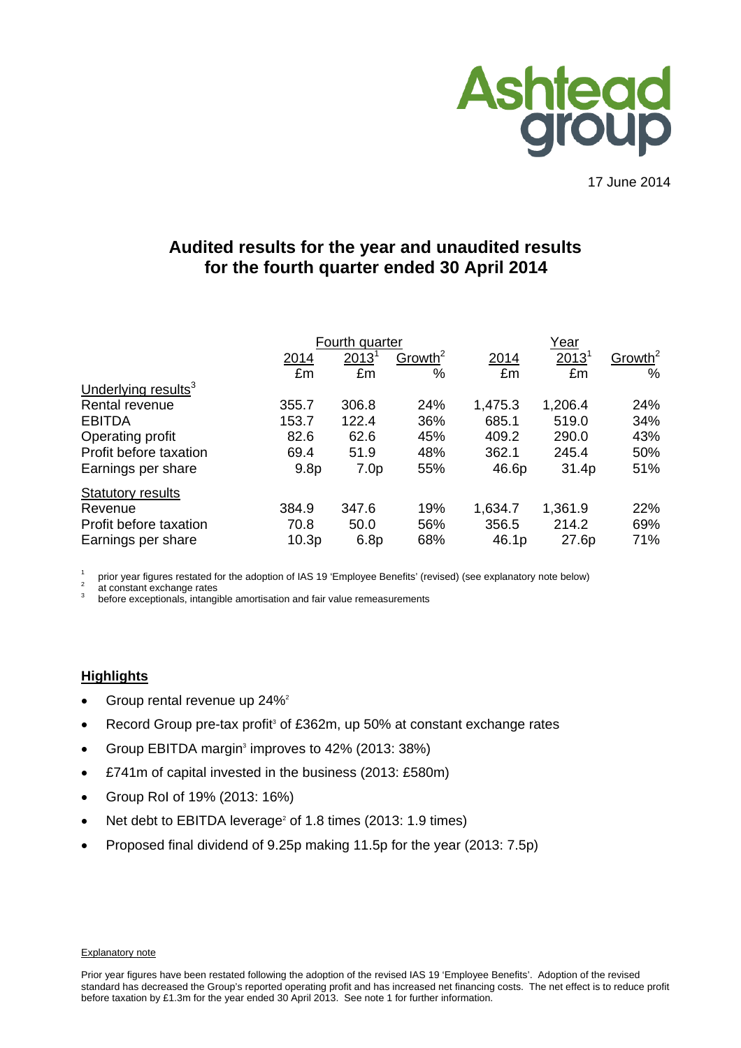Ashtead group

17 June 2014

# Audited results for the year and unaudited results for the fourth quarter ended 30 April 2014

| | Fourth quarter | | | Year | | |
|---|---|---|---|---|---|---|
| | 2014 | 2013[1] | Growth[2] | 2014 | 2013[1] | Growth[2] |
| | £m | £m | % | £m | £m | % |
| Underlying results[3] | | | | | | |
| Rental revenue | 355.7 | 306.8 | 24% | 1,475.3 | 1,206.4 | 24% |
| EBITDA | 153.7 | 122.4 | 36% | 685.1 | 519.0 | 34% |
| Operating profit | 82.6 | 62.6 | 45% | 409.2 | 290.0 | 43% |
| Profit before taxation | 69.4 | 51.9 | 48% | 362.1 | 245.4 | 50% |
| Earnings per share | 9.8p | 7.0p | 55% | 46.6p | 31.4p | 51% |
| Statutory results | | | | | | |
| Revenue | 384.9 | 347.6 | 19% | 1,634.7 | 1,361.9 | 22% |
| Profit before taxation | 70.8 | 50.0 | 56% | 356.5 | 214.2 | 69% |
| Earnings per share | 10.3p | 6.8p | 68% | 46.1p | 27.6p | 71% |

[1] prior year figures restated for the adoption of IAS 19 'Employee Benefits' (revised) (see explanatory note below)
[2] at constant exchange rates
[3] before exceptionals, intangible amortisation and fair value remeasurements

## Highlights

- Group rental revenue up 24%[2]
- Record Group pre-tax profit[3] of £362m, up 50% at constant exchange rates
- Group EBITDA margin[3] improves to 42% (2013: 38%)
- £741m of capital invested in the business (2013: £580m)
- Group RoI of 19% (2013: 16%)
- Net debt to EBITDA leverage[2] of 1.8 times (2013: 1.9 times)
- Proposed final dividend of 9.25p making 11.5p for the year (2013: 7.5p)

Explanatory note

Prior year figures have been restated following the adoption of the revised IAS 19 'Employee Benefits'. Adoption of the revised standard has decreased the Group's reported operating profit and has increased net financing costs. The net effect is to reduce profit before taxation by £1.3m for the year ended 30 April 2013. See note 1 for further information.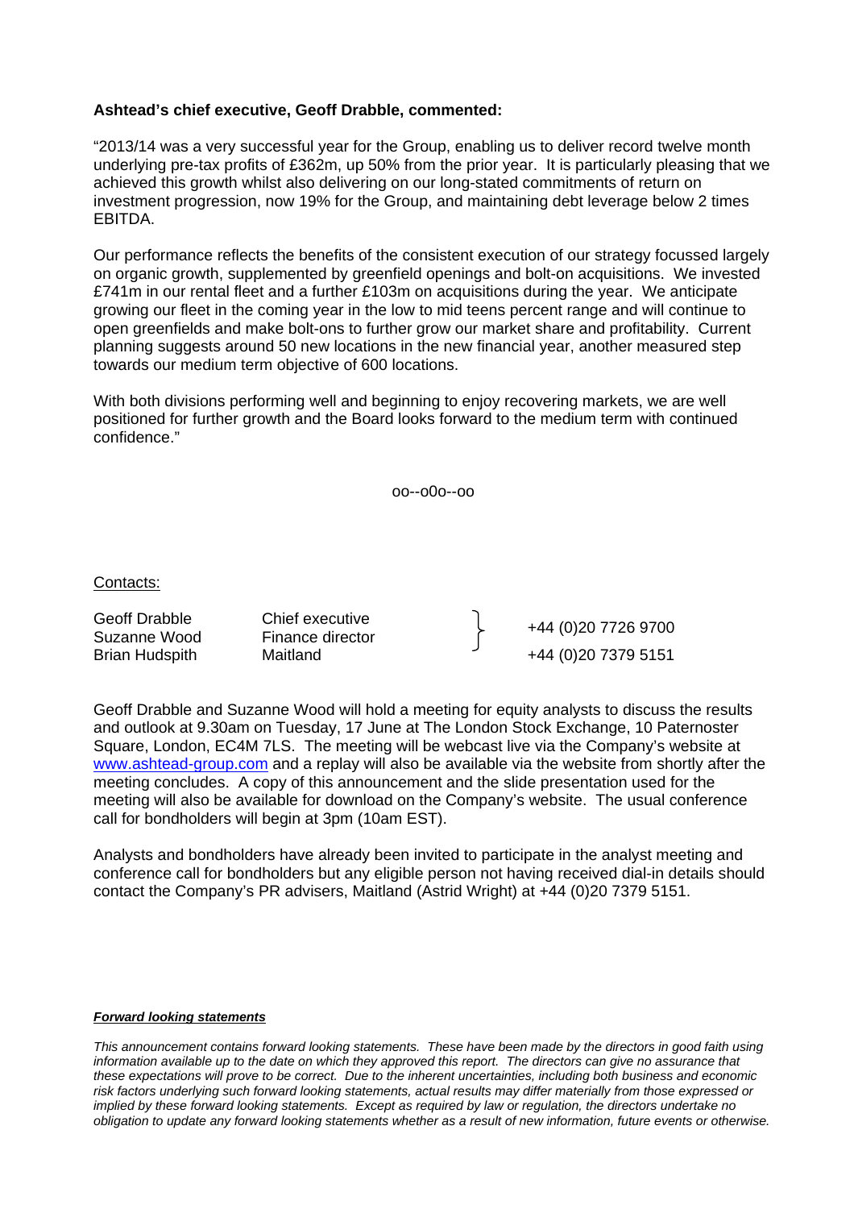**Ashtead's chief executive, Geoff Drabble, commented:**

"2013/14 was a very successful year for the Group, enabling us to deliver record twelve month underlying pre-tax profits of £362m, up 50% from the prior year. It is particularly pleasing that we achieved this growth whilst also delivering on our long-stated commitments of return on investment progression, now 19% for the Group, and maintaining debt leverage below 2 times EBITDA.

Our performance reflects the benefits of the consistent execution of our strategy focussed largely on organic growth, supplemented by greenfield openings and bolt-on acquisitions. We invested £741m in our rental fleet and a further £103m on acquisitions during the year. We anticipate growing our fleet in the coming year in the low to mid teens percent range and will continue to open greenfields and make bolt-ons to further grow our market share and profitability. Current planning suggests around 50 new locations in the new financial year, another measured step towards our medium term objective of 600 locations.

With both divisions performing well and beginning to enjoy recovering markets, we are well positioned for further growth and the Board looks forward to the medium term with continued confidence."

oo--o0o--oo

Contacts:

| | | |
|---|---|---|
| Geoff Drabble | Chief executive | +44 (0)20 7726 9700 |
| Suzanne Wood | Finance director | |
| Brian Hudspith | Maitland | +44 (0)20 7379 5151 |

Geoff Drabble and Suzanne Wood will hold a meeting for equity analysts to discuss the results and outlook at 9.30am on Tuesday, 17 June at The London Stock Exchange, 10 Paternoster Square, London, EC4M 7LS. The meeting will be webcast live via the Company's website at www.ashtead-group.com and a replay will also be available via the website from shortly after the meeting concludes. A copy of this announcement and the slide presentation used for the meeting will also be available for download on the Company's website. The usual conference call for bondholders will begin at 3pm (10am EST).

Analysts and bondholders have already been invited to participate in the analyst meeting and conference call for bondholders but any eligible person not having received dial-in details should contact the Company's PR advisers, Maitland (Astrid Wright) at +44 (0)20 7379 5151.

***Forward looking statements***

*This announcement contains forward looking statements. These have been made by the directors in good faith using information available up to the date on which they approved this report. The directors can give no assurance that these expectations will prove to be correct. Due to the inherent uncertainties, including both business and economic risk factors underlying such forward looking statements, actual results may differ materially from those expressed or implied by these forward looking statements. Except as required by law or regulation, the directors undertake no obligation to update any forward looking statements whether as a result of new information, future events or otherwise.*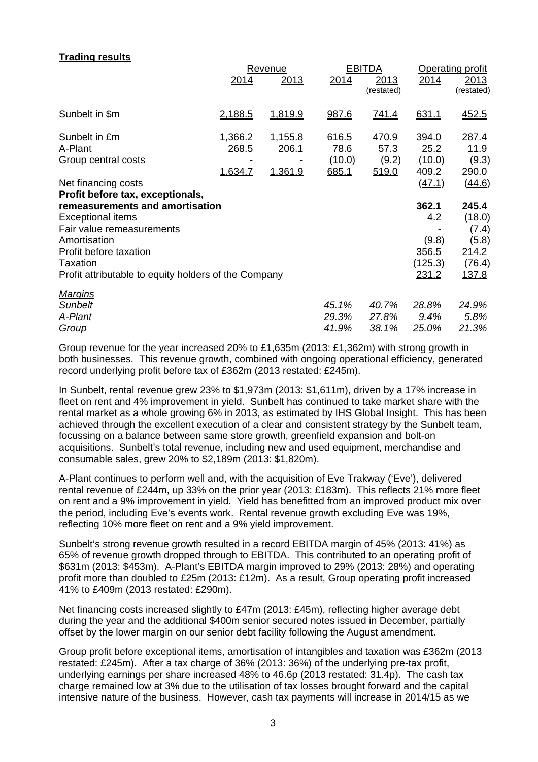**Trading results**

| | Revenue | | EBITDA | | Operating profit | |
|---|---|---|---|---|---|---|
| | 2014 | 2013 | 2014 | 2013 (restated) | 2014 | 2013 (restated) |
| Sunbelt in $m | 2,188.5 | 1,819.9 | 987.6 | 741.4 | 631.1 | 452.5 |
| Sunbelt in £m | 1,366.2 | 1,155.8 | 616.5 | 470.9 | 394.0 | 287.4 |
| A-Plant | 268.5 | 206.1 | 78.6 | 57.3 | 25.2 | 11.9 |
| Group central costs | - | - | (10.0) | (9.2) | (10.0) | (9.3) |
| | 1,634.7 | 1,361.9 | 685.1 | 519.0 | 409.2 | 290.0 |
| Net financing costs | | | | | (47.1) | (44.6) |
| **Profit before tax, exceptionals, remeasurements and amortisation** | | | | | **362.1** | **245.4** |
| Exceptional items | | | | | 4.2 | (18.0) |
| Fair value remeasurements | | | | | - | (7.4) |
| Amortisation | | | | | (9.8) | (5.8) |
| Profit before taxation | | | | | 356.5 | 214.2 |
| Taxation | | | | | (125.3) | (76.4) |
| Profit attributable to equity holders of the Company | | | | | 231.2 | 137.8 |
| *Margins* | | | | | | |
| *Sunbelt* | | | *45.1%* | *40.7%* | *28.8%* | *24.9%* |
| *A-Plant* | | | *29.3%* | *27.8%* | *9.4%* | *5.8%* |
| *Group* | | | *41.9%* | *38.1%* | *25.0%* | *21.3%* |

Group revenue for the year increased 20% to £1,635m (2013: £1,362m) with strong growth in both businesses. This revenue growth, combined with ongoing operational efficiency, generated record underlying profit before tax of £362m (2013 restated: £245m).

In Sunbelt, rental revenue grew 23% to $1,973m (2013: $1,611m), driven by a 17% increase in fleet on rent and 4% improvement in yield. Sunbelt has continued to take market share with the rental market as a whole growing 6% in 2013, as estimated by IHS Global Insight. This has been achieved through the excellent execution of a clear and consistent strategy by the Sunbelt team, focussing on a balance between same store growth, greenfield expansion and bolt-on acquisitions. Sunbelt's total revenue, including new and used equipment, merchandise and consumable sales, grew 20% to $2,189m (2013: $1,820m).

A-Plant continues to perform well and, with the acquisition of Eve Trakway ('Eve'), delivered rental revenue of £244m, up 33% on the prior year (2013: £183m). This reflects 21% more fleet on rent and a 9% improvement in yield. Yield has benefitted from an improved product mix over the period, including Eve's events work. Rental revenue growth excluding Eve was 19%, reflecting 10% more fleet on rent and a 9% yield improvement.

Sunbelt's strong revenue growth resulted in a record EBITDA margin of 45% (2013: 41%) as 65% of revenue growth dropped through to EBITDA. This contributed to an operating profit of $631m (2013: $453m). A-Plant's EBITDA margin improved to 29% (2013: 28%) and operating profit more than doubled to £25m (2013: £12m). As a result, Group operating profit increased 41% to £409m (2013 restated: £290m).

Net financing costs increased slightly to £47m (2013: £45m), reflecting higher average debt during the year and the additional $400m senior secured notes issued in December, partially offset by the lower margin on our senior debt facility following the August amendment.

Group profit before exceptional items, amortisation of intangibles and taxation was £362m (2013 restated: £245m). After a tax charge of 36% (2013: 36%) of the underlying pre-tax profit, underlying earnings per share increased 48% to 46.6p (2013 restated: 31.4p). The cash tax charge remained low at 3% due to the utilisation of tax losses brought forward and the capital intensive nature of the business. However, cash tax payments will increase in 2014/15 as we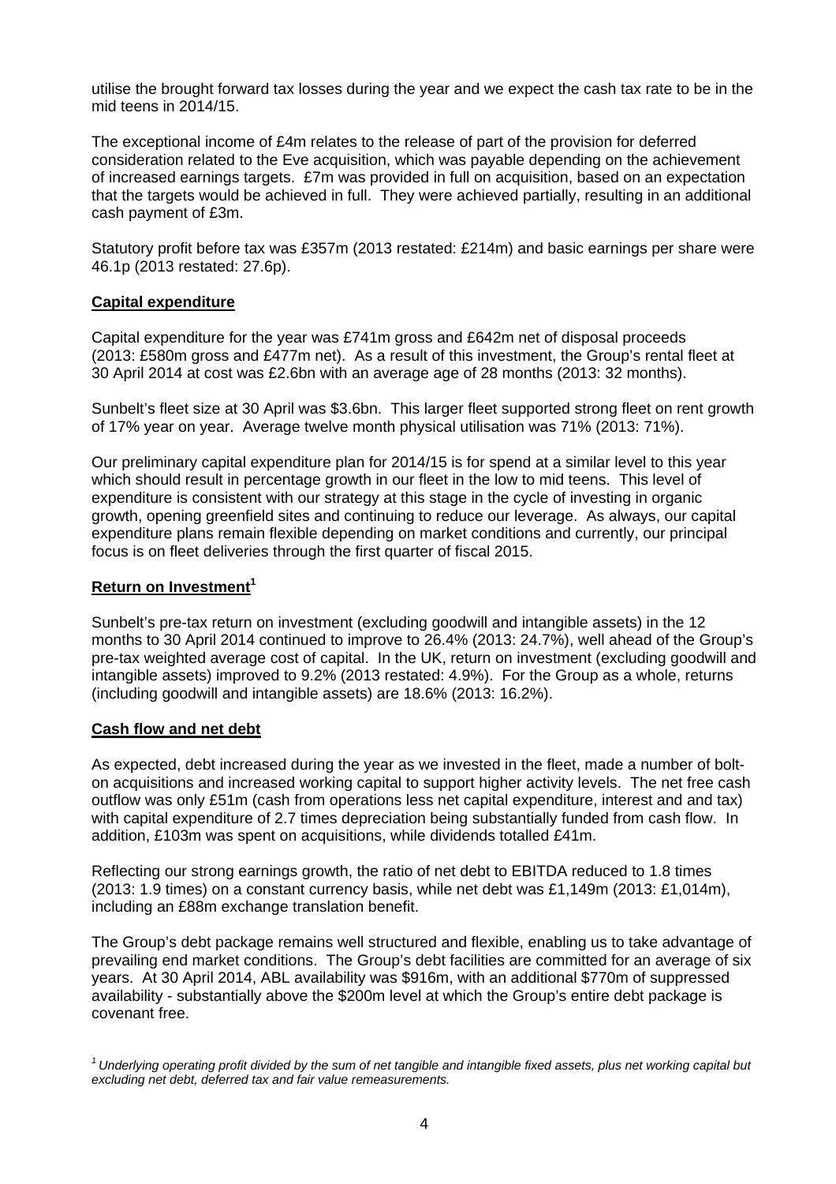utilise the brought forward tax losses during the year and we expect the cash tax rate to be in the mid teens in 2014/15.

The exceptional income of £4m relates to the release of part of the provision for deferred consideration related to the Eve acquisition, which was payable depending on the achievement of increased earnings targets. £7m was provided in full on acquisition, based on an expectation that the targets would be achieved in full. They were achieved partially, resulting in an additional cash payment of £3m.

Statutory profit before tax was £357m (2013 restated: £214m) and basic earnings per share were 46.1p (2013 restated: 27.6p).

## Capital expenditure

Capital expenditure for the year was £741m gross and £642m net of disposal proceeds (2013: £580m gross and £477m net). As a result of this investment, the Group's rental fleet at 30 April 2014 at cost was £2.6bn with an average age of 28 months (2013: 32 months).

Sunbelt's fleet size at 30 April was $3.6bn. This larger fleet supported strong fleet on rent growth of 17% year on year. Average twelve month physical utilisation was 71% (2013: 71%).

Our preliminary capital expenditure plan for 2014/15 is for spend at a similar level to this year which should result in percentage growth in our fleet in the low to mid teens. This level of expenditure is consistent with our strategy at this stage in the cycle of investing in organic growth, opening greenfield sites and continuing to reduce our leverage. As always, our capital expenditure plans remain flexible depending on market conditions and currently, our principal focus is on fleet deliveries through the first quarter of fiscal 2015.

## Return on Investment[1]

Sunbelt's pre-tax return on investment (excluding goodwill and intangible assets) in the 12 months to 30 April 2014 continued to improve to 26.4% (2013: 24.7%), well ahead of the Group's pre-tax weighted average cost of capital. In the UK, return on investment (excluding goodwill and intangible assets) improved to 9.2% (2013 restated: 4.9%). For the Group as a whole, returns (including goodwill and intangible assets) are 18.6% (2013: 16.2%).

## Cash flow and net debt

As expected, debt increased during the year as we invested in the fleet, made a number of bolt-on acquisitions and increased working capital to support higher activity levels. The net free cash outflow was only £51m (cash from operations less net capital expenditure, interest and and tax) with capital expenditure of 2.7 times depreciation being substantially funded from cash flow. In addition, £103m was spent on acquisitions, while dividends totalled £41m.

Reflecting our strong earnings growth, the ratio of net debt to EBITDA reduced to 1.8 times (2013: 1.9 times) on a constant currency basis, while net debt was £1,149m (2013: £1,014m), including an £88m exchange translation benefit.

The Group's debt package remains well structured and flexible, enabling us to take advantage of prevailing end market conditions. The Group's debt facilities are committed for an average of six years. At 30 April 2014, ABL availability was $916m, with an additional $770m of suppressed availability - substantially above the $200m level at which the Group's entire debt package is covenant free.

*[1] Underlying operating profit divided by the sum of net tangible and intangible fixed assets, plus net working capital but excluding net debt, deferred tax and fair value remeasurements.*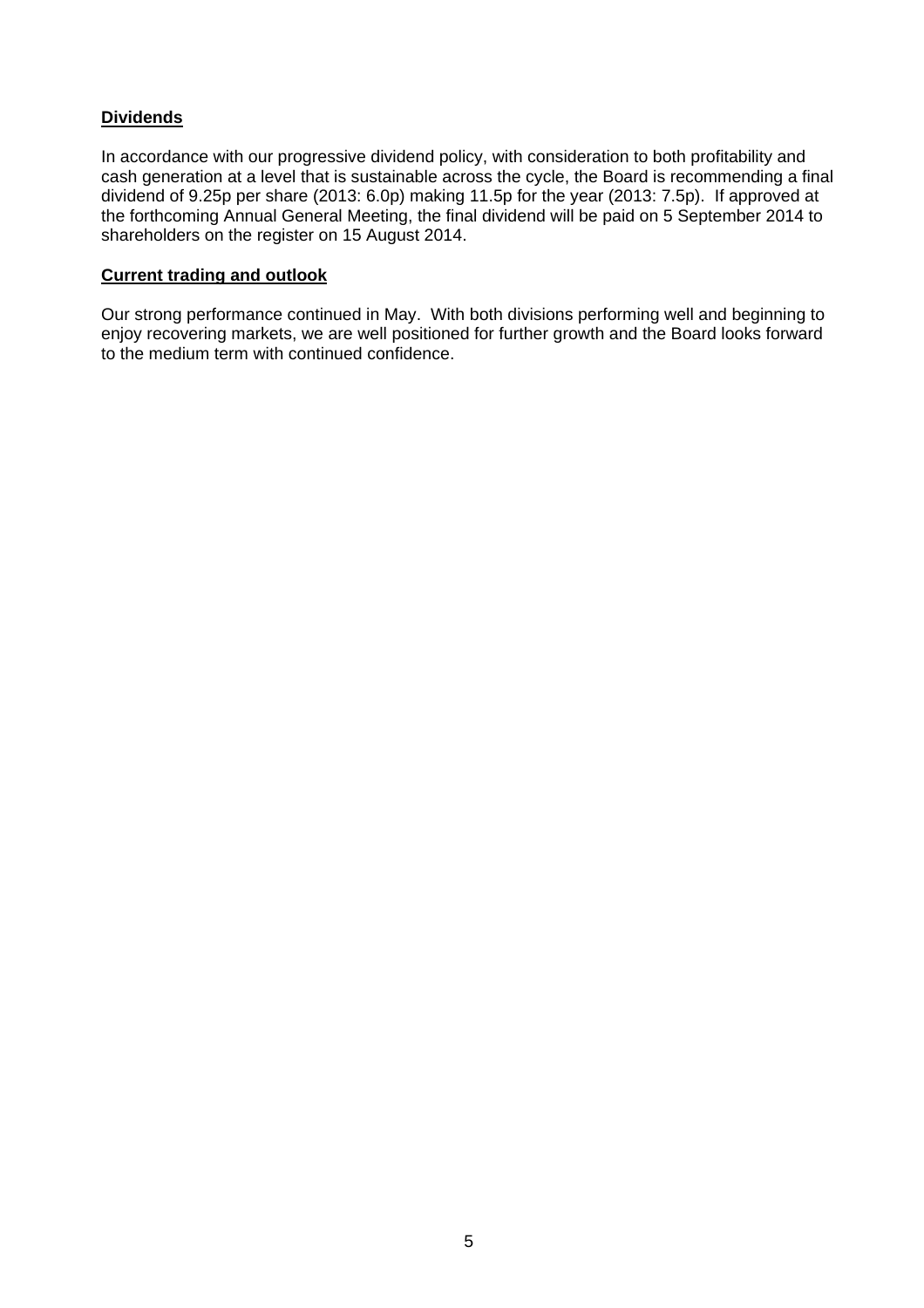## Dividends

In accordance with our progressive dividend policy, with consideration to both profitability and cash generation at a level that is sustainable across the cycle, the Board is recommending a final dividend of 9.25p per share (2013: 6.0p) making 11.5p for the year (2013: 7.5p). If approved at the forthcoming Annual General Meeting, the final dividend will be paid on 5 September 2014 to shareholders on the register on 15 August 2014.

## Current trading and outlook

Our strong performance continued in May. With both divisions performing well and beginning to enjoy recovering markets, we are well positioned for further growth and the Board looks forward to the medium term with continued confidence.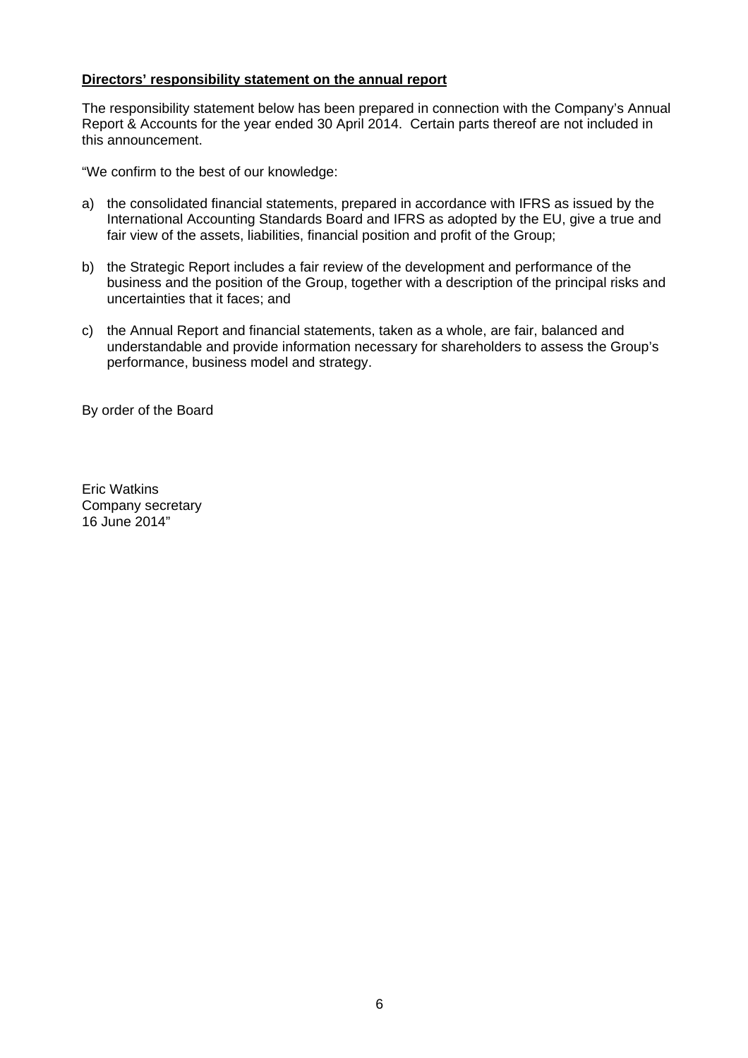**Directors' responsibility statement on the annual report**

The responsibility statement below has been prepared in connection with the Company's Annual Report & Accounts for the year ended 30 April 2014. Certain parts thereof are not included in this announcement.

"We confirm to the best of our knowledge:

a) the consolidated financial statements, prepared in accordance with IFRS as issued by the International Accounting Standards Board and IFRS as adopted by the EU, give a true and fair view of the assets, liabilities, financial position and profit of the Group;

b) the Strategic Report includes a fair review of the development and performance of the business and the position of the Group, together with a description of the principal risks and uncertainties that it faces; and

c) the Annual Report and financial statements, taken as a whole, are fair, balanced and understandable and provide information necessary for shareholders to assess the Group's performance, business model and strategy.

By order of the Board

Eric Watkins
Company secretary
16 June 2014"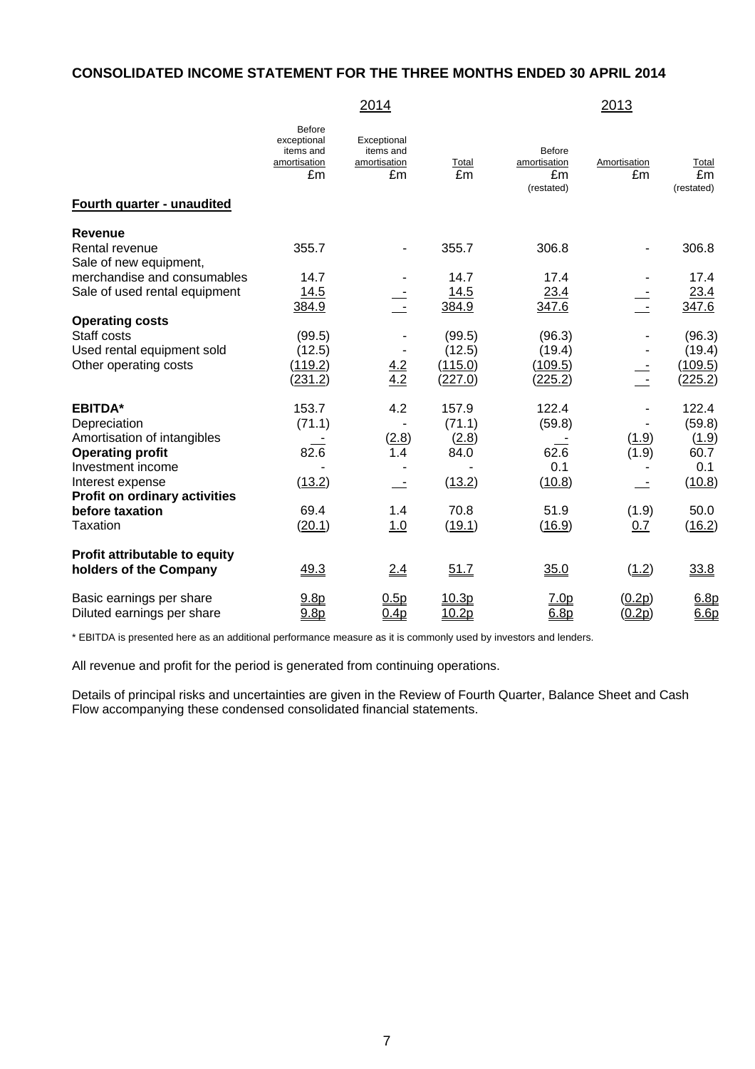## CONSOLIDATED INCOME STATEMENT FOR THE THREE MONTHS ENDED 30 APRIL 2014

| | 2014 | | | 2013 | | |
|---|---|---|---|---|---|---|
| | Before exceptional items and amortisation £m | Exceptional items and amortisation £m | Total £m | Before amortisation £m (restated) | Amortisation £m | Total £m (restated) |
| **Fourth quarter - unaudited** | | | | | | |
| **Revenue** | | | | | | |
| Rental revenue | 355.7 | - | 355.7 | 306.8 | - | 306.8 |
| Sale of new equipment, merchandise and consumables | 14.7 | - | 14.7 | 17.4 | - | 17.4 |
| Sale of used rental equipment | 14.5 | - | 14.5 | 23.4 | - | 23.4 |
| | 384.9 | - | 384.9 | 347.6 | - | 347.6 |
| **Operating costs** | | | | | | |
| Staff costs | (99.5) | - | (99.5) | (96.3) | - | (96.3) |
| Used rental equipment sold | (12.5) | - | (12.5) | (19.4) | - | (19.4) |
| Other operating costs | (119.2) | 4.2 | (115.0) | (109.5) | - | (109.5) |
| | (231.2) | 4.2 | (227.0) | (225.2) | - | (225.2) |
| **EBITDA*** | 153.7 | 4.2 | 157.9 | 122.4 | - | 122.4 |
| Depreciation | (71.1) | - | (71.1) | (59.8) | - | (59.8) |
| Amortisation of intangibles | - | (2.8) | (2.8) | - | (1.9) | (1.9) |
| **Operating profit** | 82.6 | 1.4 | 84.0 | 62.6 | (1.9) | 60.7 |
| Investment income | - | - | - | 0.1 | - | 0.1 |
| Interest expense | (13.2) | - | (13.2) | (10.8) | - | (10.8) |
| **Profit on ordinary activities before taxation** | 69.4 | 1.4 | 70.8 | 51.9 | (1.9) | 50.0 |
| Taxation | (20.1) | 1.0 | (19.1) | (16.9) | 0.7 | (16.2) |
| **Profit attributable to equity holders of the Company** | 49.3 | 2.4 | 51.7 | 35.0 | (1.2) | 33.8 |
| Basic earnings per share | 9.8p | 0.5p | 10.3p | 7.0p | (0.2p) | 6.8p |
| Diluted earnings per share | 9.8p | 0.4p | 10.2p | 6.8p | (0.2p) | 6.6p |

* EBITDA is presented here as an additional performance measure as it is commonly used by investors and lenders.

All revenue and profit for the period is generated from continuing operations.

Details of principal risks and uncertainties are given in the Review of Fourth Quarter, Balance Sheet and Cash Flow accompanying these condensed consolidated financial statements.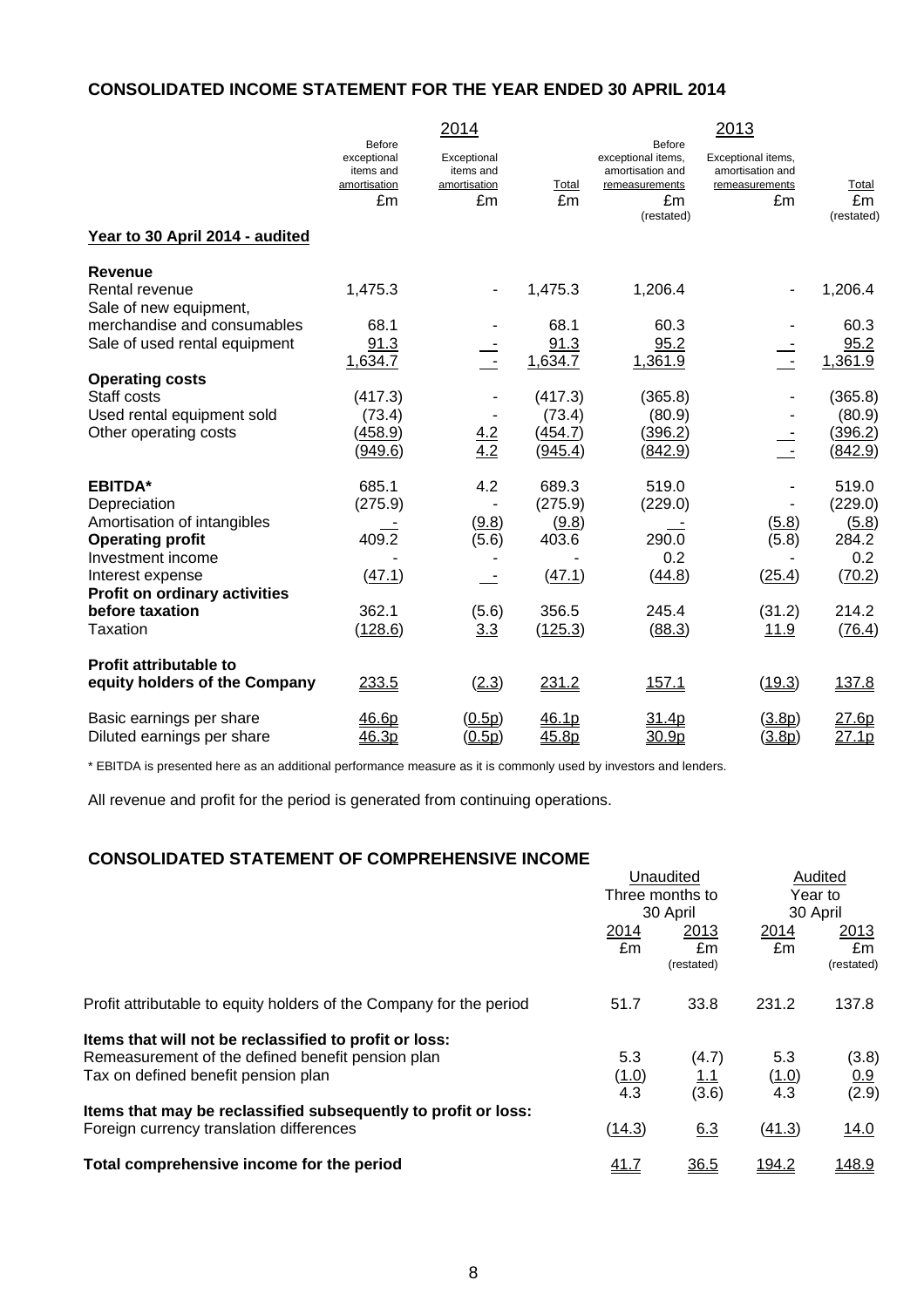## CONSOLIDATED INCOME STATEMENT FOR THE YEAR ENDED 30 APRIL 2014

| | 2014 | | | 2013 | | |
|---|---|---|---|---|---|---|
| | Before exceptional items and amortisation £m | Exceptional items and amortisation £m | Total £m | Before exceptional items, amortisation and remeasurements £m (restated) | Exceptional items, amortisation and remeasurements £m | Total £m (restated) |
| **Year to 30 April 2014 - audited** | | | | | | |
| **Revenue** | | | | | | |
| Rental revenue | 1,475.3 | - | 1,475.3 | 1,206.4 | - | 1,206.4 |
| Sale of new equipment, merchandise and consumables | 68.1 | - | 68.1 | 60.3 | - | 60.3 |
| Sale of used rental equipment | 91.3 | - | 91.3 | 95.2 | - | 95.2 |
| | 1,634.7 | - | 1,634.7 | 1,361.9 | - | 1,361.9 |
| **Operating costs** | | | | | | |
| Staff costs | (417.3) | - | (417.3) | (365.8) | - | (365.8) |
| Used rental equipment sold | (73.4) | - | (73.4) | (80.9) | - | (80.9) |
| Other operating costs | (458.9) | 4.2 | (454.7) | (396.2) | - | (396.2) |
| | (949.6) | 4.2 | (945.4) | (842.9) | - | (842.9) |
| **EBITDA*** | 685.1 | 4.2 | 689.3 | 519.0 | - | 519.0 |
| Depreciation | (275.9) | - | (275.9) | (229.0) | - | (229.0) |
| Amortisation of intangibles | - | (9.8) | (9.8) | - | (5.8) | (5.8) |
| **Operating profit** | 409.2 | (5.6) | 403.6 | 290.0 | (5.8) | 284.2 |
| Investment income | - | - | - | 0.2 | - | 0.2 |
| Interest expense | (47.1) | - | (47.1) | (44.8) | (25.4) | (70.2) |
| **Profit on ordinary activities before taxation** | 362.1 | (5.6) | 356.5 | 245.4 | (31.2) | 214.2 |
| Taxation | (128.6) | 3.3 | (125.3) | (88.3) | 11.9 | (76.4) |
| **Profit attributable to equity holders of the Company** | 233.5 | (2.3) | 231.2 | 157.1 | (19.3) | 137.8 |
| Basic earnings per share | 46.6p | (0.5p) | 46.1p | 31.4p | (3.8p) | 27.6p |
| Diluted earnings per share | 46.3p | (0.5p) | 45.8p | 30.9p | (3.8p) | 27.1p |

* EBITDA is presented here as an additional performance measure as it is commonly used by investors and lenders.

All revenue and profit for the period is generated from continuing operations.

## CONSOLIDATED STATEMENT OF COMPREHENSIVE INCOME

| | Unaudited Three months to 30 April | | Audited Year to 30 April | |
|---|---|---|---|---|
| | 2014 £m | 2013 £m (restated) | 2014 £m | 2013 £m (restated) |
| Profit attributable to equity holders of the Company for the period | 51.7 | 33.8 | 231.2 | 137.8 |
| **Items that will not be reclassified to profit or loss:** | | | | |
| Remeasurement of the defined benefit pension plan | 5.3 | (4.7) | 5.3 | (3.8) |
| Tax on defined benefit pension plan | (1.0) | 1.1 | (1.0) | 0.9 |
| | 4.3 | (3.6) | 4.3 | (2.9) |
| **Items that may be reclassified subsequently to profit or loss:** | | | | |
| Foreign currency translation differences | (14.3) | 6.3 | (41.3) | 14.0 |
| **Total comprehensive income for the period** | 41.7 | 36.5 | 194.2 | 148.9 |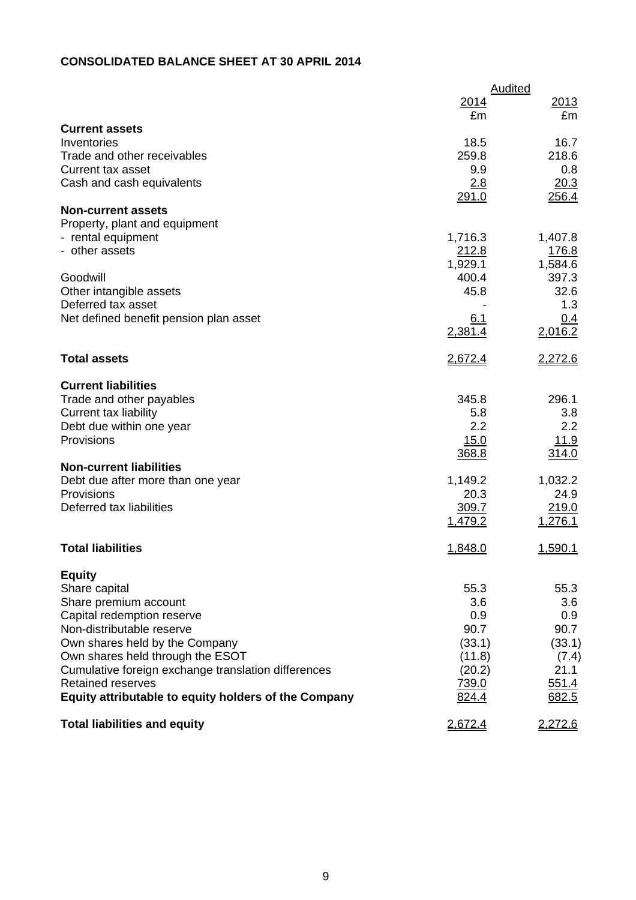## CONSOLIDATED BALANCE SHEET AT 30 APRIL 2014

| | Audited | |
|---|---|---|
| | 2014 | 2013 |
| | £m | £m |
| **Current assets** | | |
| Inventories | 18.5 | 16.7 |
| Trade and other receivables | 259.8 | 218.6 |
| Current tax asset | 9.9 | 0.8 |
| Cash and cash equivalents | 2.8 | 20.3 |
| | 291.0 | 256.4 |
| **Non-current assets** | | |
| Property, plant and equipment | | |
| - rental equipment | 1,716.3 | 1,407.8 |
| - other assets | 212.8 | 176.8 |
| | 1,929.1 | 1,584.6 |
| Goodwill | 400.4 | 397.3 |
| Other intangible assets | 45.8 | 32.6 |
| Deferred tax asset | - | 1.3 |
| Net defined benefit pension plan asset | 6.1 | 0.4 |
| | 2,381.4 | 2,016.2 |
| **Total assets** | 2,672.4 | 2,272.6 |
| **Current liabilities** | | |
| Trade and other payables | 345.8 | 296.1 |
| Current tax liability | 5.8 | 3.8 |
| Debt due within one year | 2.2 | 2.2 |
| Provisions | 15.0 | 11.9 |
| | 368.8 | 314.0 |
| **Non-current liabilities** | | |
| Debt due after more than one year | 1,149.2 | 1,032.2 |
| Provisions | 20.3 | 24.9 |
| Deferred tax liabilities | 309.7 | 219.0 |
| | 1,479.2 | 1,276.1 |
| **Total liabilities** | 1,848.0 | 1,590.1 |
| **Equity** | | |
| Share capital | 55.3 | 55.3 |
| Share premium account | 3.6 | 3.6 |
| Capital redemption reserve | 0.9 | 0.9 |
| Non-distributable reserve | 90.7 | 90.7 |
| Own shares held by the Company | (33.1) | (33.1) |
| Own shares held through the ESOT | (11.8) | (7.4) |
| Cumulative foreign exchange translation differences | (20.2) | 21.1 |
| Retained reserves | 739.0 | 551.4 |
| **Equity attributable to equity holders of the Company** | 824.4 | 682.5 |
| **Total liabilities and equity** | 2,672.4 | 2,272.6 |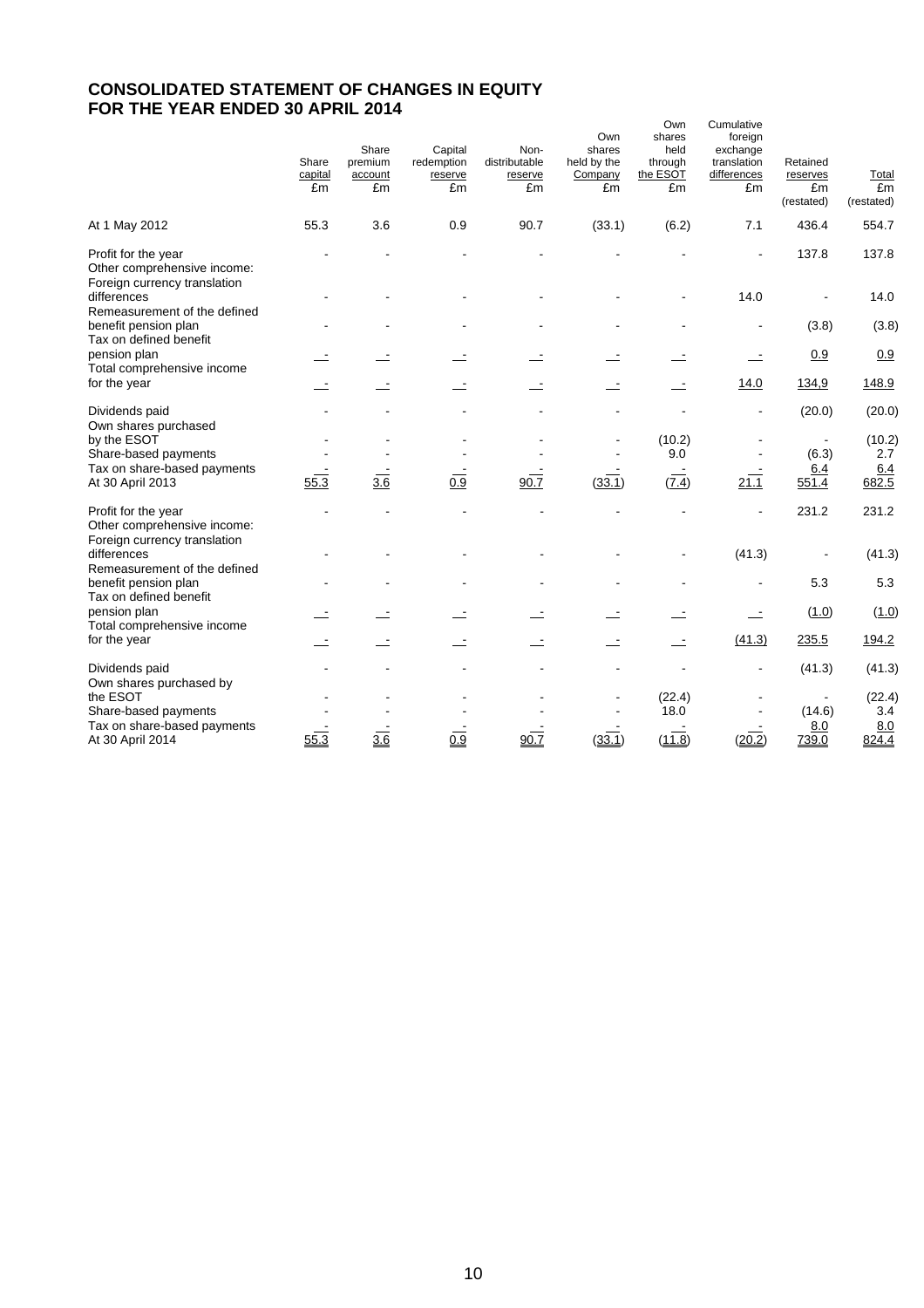# CONSOLIDATED STATEMENT OF CHANGES IN EQUITY
# FOR THE YEAR ENDED 30 APRIL 2014

| | Share capital £m | Share premium account £m | Capital redemption reserve £m | Non-distributable reserve £m | Own shares held by the Company £m | Own shares held through the ESOT £m | Cumulative foreign exchange translation differences £m | Retained reserves £m (restated) | Total £m (restated) |
|---|---|---|---|---|---|---|---|---|---|
| At 1 May 2012 | 55.3 | 3.6 | 0.9 | 90.7 | (33.1) | (6.2) | 7.1 | 436.4 | 554.7 |
| Profit for the year | - | - | - | - | - | - | - | 137.8 | 137.8 |
| Other comprehensive income: | | | | | | | | | |
| Foreign currency translation differences | - | - | - | - | - | - | 14.0 | - | 14.0 |
| Remeasurement of the defined benefit pension plan | - | - | - | - | - | - | - | (3.8) | (3.8) |
| Tax on defined benefit pension plan | - | - | - | - | - | - | - | 0.9 | 0.9 |
| Total comprehensive income for the year | - | - | - | - | - | - | 14.0 | 134.9 | 148.9 |
| Dividends paid | - | - | - | - | - | - | - | (20.0) | (20.0) |
| Own shares purchased by the ESOT | - | - | - | - | - | (10.2) | - | - | (10.2) |
| Share-based payments | - | - | - | - | - | 9.0 | - | (6.3) | 2.7 |
| Tax on share-based payments | - | - | - | - | - | - | - | 6.4 | 6.4 |
| At 30 April 2013 | 55.3 | 3.6 | 0.9 | 90.7 | (33.1) | (7.4) | 21.1 | 551.4 | 682.5 |
| Profit for the year | - | - | - | - | - | - | - | 231.2 | 231.2 |
| Other comprehensive income: | | | | | | | | | |
| Foreign currency translation differences | - | - | - | - | - | - | (41.3) | - | (41.3) |
| Remeasurement of the defined benefit pension plan | - | - | - | - | - | - | - | 5.3 | 5.3 |
| Tax on defined benefit pension plan | - | - | - | - | - | - | - | (1.0) | (1.0) |
| Total comprehensive income for the year | - | - | - | - | - | - | (41.3) | 235.5 | 194.2 |
| Dividends paid | - | - | - | - | - | - | - | (41.3) | (41.3) |
| Own shares purchased by the ESOT | - | - | - | - | - | (22.4) | - | - | (22.4) |
| Share-based payments | - | - | - | - | - | 18.0 | - | (14.6) | 3.4 |
| Tax on share-based payments | - | - | - | - | - | - | - | 8.0 | 8.0 |
| At 30 April 2014 | 55.3 | 3.6 | 0.9 | 90.7 | (33.1) | (11.8) | (20.2) | 739.0 | 824.4 |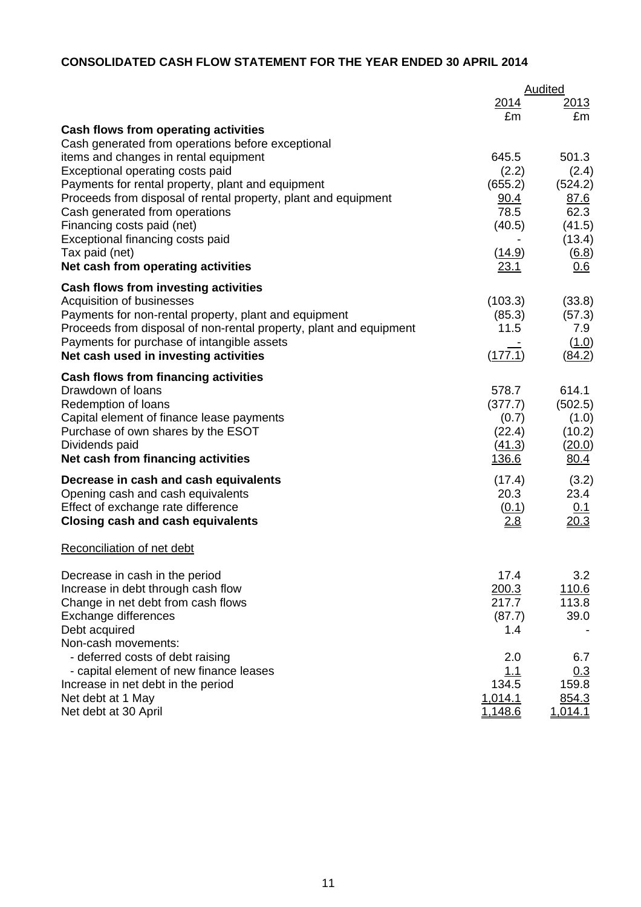**CONSOLIDATED CASH FLOW STATEMENT FOR THE YEAR ENDED 30 APRIL 2014**

| | Audited | |
|---|---|---|
| | 2014 | 2013 |
| | £m | £m |
| **Cash flows from operating activities** | | |
| Cash generated from operations before exceptional items and changes in rental equipment | 645.5 | 501.3 |
| Exceptional operating costs paid | (2.2) | (2.4) |
| Payments for rental property, plant and equipment | (655.2) | (524.2) |
| Proceeds from disposal of rental property, plant and equipment | 90.4 | 87.6 |
| Cash generated from operations | 78.5 | 62.3 |
| Financing costs paid (net) | (40.5) | (41.5) |
| Exceptional financing costs paid | - | (13.4) |
| Tax paid (net) | (14.9) | (6.8) |
| **Net cash from operating activities** | 23.1 | 0.6 |
| **Cash flows from investing activities** | | |
| Acquisition of businesses | (103.3) | (33.8) |
| Payments for non-rental property, plant and equipment | (85.3) | (57.3) |
| Proceeds from disposal of non-rental property, plant and equipment | 11.5 | 7.9 |
| Payments for purchase of intangible assets | - | (1.0) |
| **Net cash used in investing activities** | (177.1) | (84.2) |
| **Cash flows from financing activities** | | |
| Drawdown of loans | 578.7 | 614.1 |
| Redemption of loans | (377.7) | (502.5) |
| Capital element of finance lease payments | (0.7) | (1.0) |
| Purchase of own shares by the ESOT | (22.4) | (10.2) |
| Dividends paid | (41.3) | (20.0) |
| **Net cash from financing activities** | 136.6 | 80.4 |
| **Decrease in cash and cash equivalents** | (17.4) | (3.2) |
| Opening cash and cash equivalents | 20.3 | 23.4 |
| Effect of exchange rate difference | (0.1) | 0.1 |
| **Closing cash and cash equivalents** | 2.8 | 20.3 |

Reconciliation of net debt

| | 2014 | 2013 |
|---|---|---|
| Decrease in cash in the period | 17.4 | 3.2 |
| Increase in debt through cash flow | 200.3 | 110.6 |
| Change in net debt from cash flows | 217.7 | 113.8 |
| Exchange differences | (87.7) | 39.0 |
| Debt acquired | 1.4 | - |
| Non-cash movements: | | |
| - deferred costs of debt raising | 2.0 | 6.7 |
| - capital element of new finance leases | 1.1 | 0.3 |
| Increase in net debt in the period | 134.5 | 159.8 |
| Net debt at 1 May | 1,014.1 | 854.3 |
| Net debt at 30 April | 1,148.6 | 1,014.1 |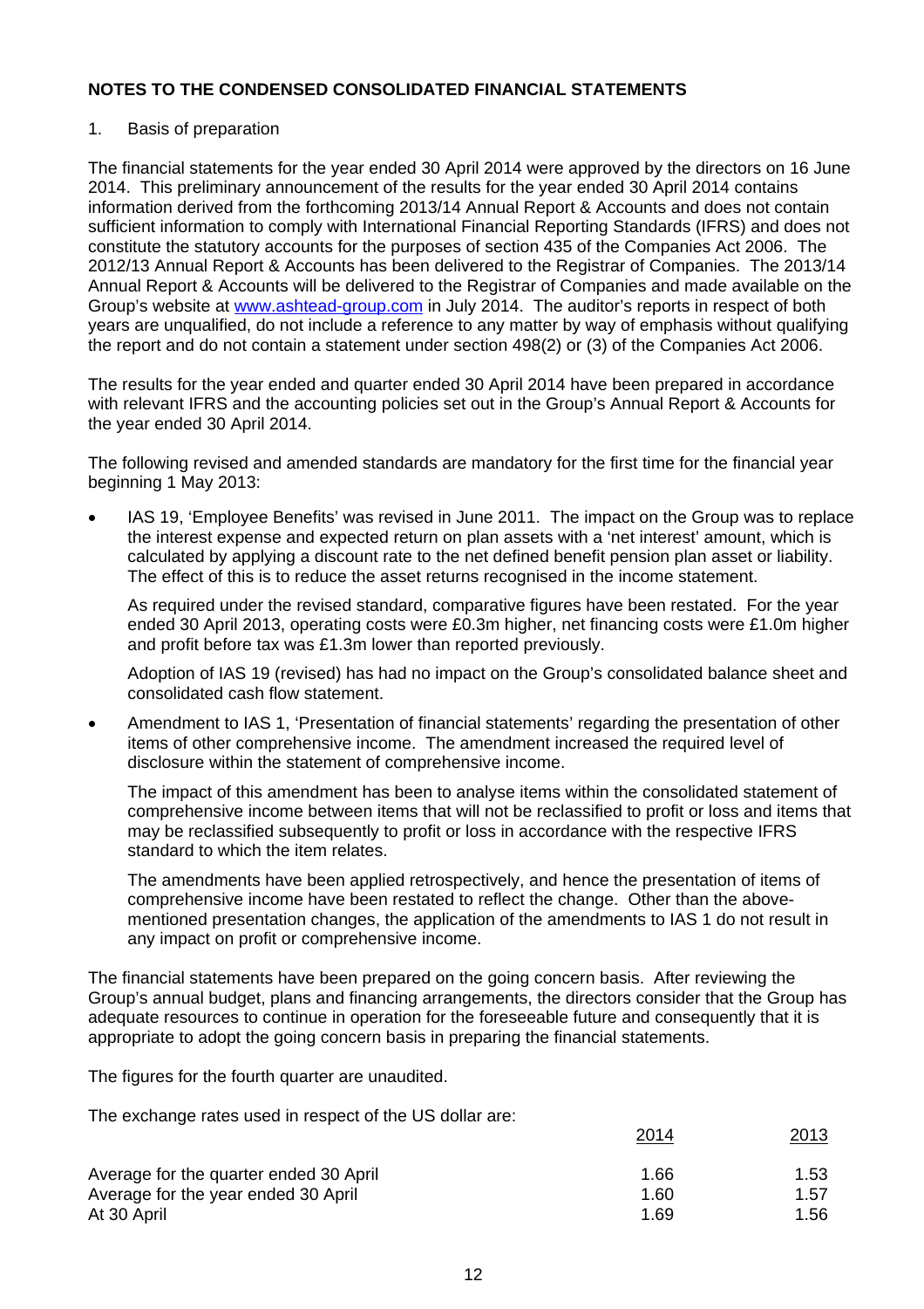**NOTES TO THE CONDENSED CONSOLIDATED FINANCIAL STATEMENTS**

1. Basis of preparation

The financial statements for the year ended 30 April 2014 were approved by the directors on 16 June 2014. This preliminary announcement of the results for the year ended 30 April 2014 contains information derived from the forthcoming 2013/14 Annual Report & Accounts and does not contain sufficient information to comply with International Financial Reporting Standards (IFRS) and does not constitute the statutory accounts for the purposes of section 435 of the Companies Act 2006. The 2012/13 Annual Report & Accounts has been delivered to the Registrar of Companies. The 2013/14 Annual Report & Accounts will be delivered to the Registrar of Companies and made available on the Group's website at www.ashtead-group.com in July 2014. The auditor's reports in respect of both years are unqualified, do not include a reference to any matter by way of emphasis without qualifying the report and do not contain a statement under section 498(2) or (3) of the Companies Act 2006.

The results for the year ended and quarter ended 30 April 2014 have been prepared in accordance with relevant IFRS and the accounting policies set out in the Group's Annual Report & Accounts for the year ended 30 April 2014.

The following revised and amended standards are mandatory for the first time for the financial year beginning 1 May 2013:

- IAS 19, 'Employee Benefits' was revised in June 2011. The impact on the Group was to replace the interest expense and expected return on plan assets with a 'net interest' amount, which is calculated by applying a discount rate to the net defined benefit pension plan asset or liability. The effect of this is to reduce the asset returns recognised in the income statement.

  As required under the revised standard, comparative figures have been restated. For the year ended 30 April 2013, operating costs were £0.3m higher, net financing costs were £1.0m higher and profit before tax was £1.3m lower than reported previously.

  Adoption of IAS 19 (revised) has had no impact on the Group's consolidated balance sheet and consolidated cash flow statement.

- Amendment to IAS 1, 'Presentation of financial statements' regarding the presentation of other items of other comprehensive income. The amendment increased the required level of disclosure within the statement of comprehensive income.

  The impact of this amendment has been to analyse items within the consolidated statement of comprehensive income between items that will not be reclassified to profit or loss and items that may be reclassified subsequently to profit or loss in accordance with the respective IFRS standard to which the item relates.

  The amendments have been applied retrospectively, and hence the presentation of items of comprehensive income have been restated to reflect the change. Other than the above-mentioned presentation changes, the application of the amendments to IAS 1 do not result in any impact on profit or comprehensive income.

The financial statements have been prepared on the going concern basis. After reviewing the Group's annual budget, plans and financing arrangements, the directors consider that the Group has adequate resources to continue in operation for the foreseeable future and consequently that it is appropriate to adopt the going concern basis in preparing the financial statements.

The figures for the fourth quarter are unaudited.

The exchange rates used in respect of the US dollar are:

| | 2014 | 2013 |
|---|---|---|
| Average for the quarter ended 30 April | 1.66 | 1.53 |
| Average for the year ended 30 April | 1.60 | 1.57 |
| At 30 April | 1.69 | 1.56 |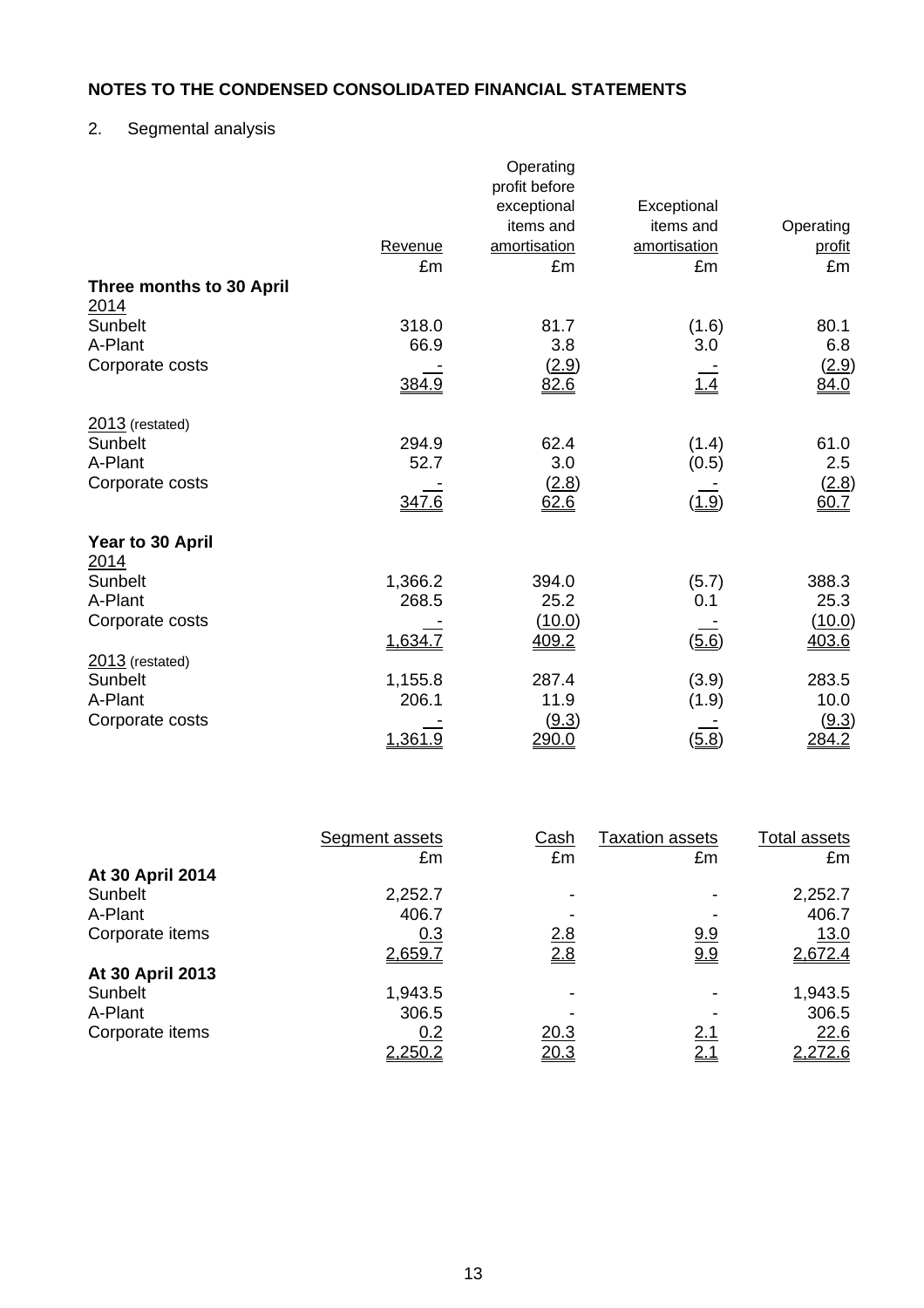## NOTES TO THE CONDENSED CONSOLIDATED FINANCIAL STATEMENTS

2. Segmental analysis

| | Revenue £m | Operating profit before exceptional items and amortisation £m | Exceptional items and amortisation £m | Operating profit £m |
|---|---|---|---|---|
| **Three months to 30 April** | | | | |
| 2014 | | | | |
| Sunbelt | 318.0 | 81.7 | (1.6) | 80.1 |
| A-Plant | 66.9 | 3.8 | 3.0 | 6.8 |
| Corporate costs | - | (2.9) | - | (2.9) |
| | 384.9 | 82.6 | 1.4 | 84.0 |
| 2013 (restated) | | | | |
| Sunbelt | 294.9 | 62.4 | (1.4) | 61.0 |
| A-Plant | 52.7 | 3.0 | (0.5) | 2.5 |
| Corporate costs | - | (2.8) | - | (2.8) |
| | 347.6 | 62.6 | (1.9) | 60.7 |
| **Year to 30 April** | | | | |
| 2014 | | | | |
| Sunbelt | 1,366.2 | 394.0 | (5.7) | 388.3 |
| A-Plant | 268.5 | 25.2 | 0.1 | 25.3 |
| Corporate costs | - | (10.0) | - | (10.0) |
| | 1,634.7 | 409.2 | (5.6) | 403.6 |
| 2013 (restated) | | | | |
| Sunbelt | 1,155.8 | 287.4 | (3.9) | 283.5 |
| A-Plant | 206.1 | 11.9 | (1.9) | 10.0 |
| Corporate costs | - | (9.3) | - | (9.3) |
| | 1,361.9 | 290.0 | (5.8) | 284.2 |

| | Segment assets £m | Cash £m | Taxation assets £m | Total assets £m |
|---|---|---|---|---|
| **At 30 April 2014** | | | | |
| Sunbelt | 2,252.7 | - | - | 2,252.7 |
| A-Plant | 406.7 | - | - | 406.7 |
| Corporate items | 0.3 | 2.8 | 9.9 | 13.0 |
| | 2,659.7 | 2.8 | 9.9 | 2,672.4 |
| **At 30 April 2013** | | | | |
| Sunbelt | 1,943.5 | - | - | 1,943.5 |
| A-Plant | 306.5 | - | - | 306.5 |
| Corporate items | 0.2 | 20.3 | 2.1 | 22.6 |
| | 2,250.2 | 20.3 | 2.1 | 2,272.6 |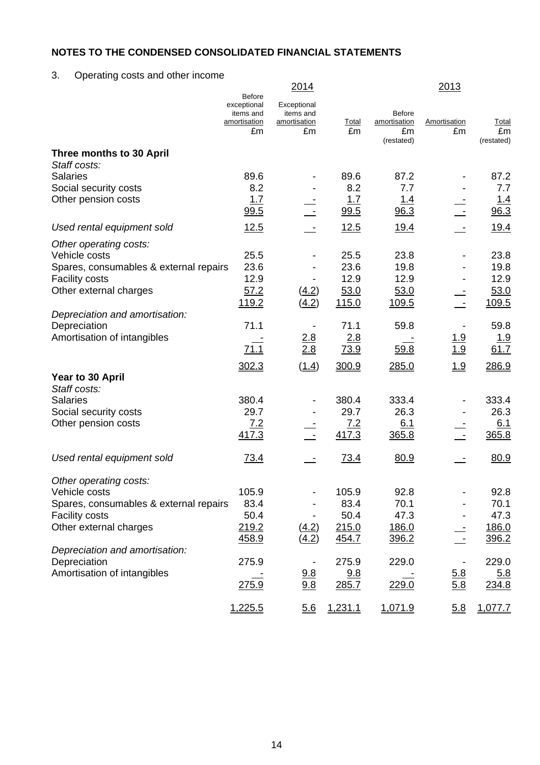## NOTES TO THE CONDENSED CONSOLIDATED FINANCIAL STATEMENTS

3. Operating costs and other income

| | 2014 | | | 2013 | | |
|---|---|---|---|---|---|---|
| | Before exceptional items and amortisation £m | Exceptional items and amortisation £m | Total £m | Before amortisation £m (restated) | Amortisation £m | Total £m (restated) |
| **Three months to 30 April** | | | | | | |
| *Staff costs:* | | | | | | |
| Salaries | 89.6 | - | 89.6 | 87.2 | - | 87.2 |
| Social security costs | 8.2 | - | 8.2 | 7.7 | - | 7.7 |
| Other pension costs | 1.7 | - | 1.7 | 1.4 | - | 1.4 |
| | 99.5 | - | 99.5 | 96.3 | - | 96.3 |
| *Used rental equipment sold* | 12.5 | - | 12.5 | 19.4 | - | 19.4 |
| *Other operating costs:* | | | | | | |
| Vehicle costs | 25.5 | - | 25.5 | 23.8 | - | 23.8 |
| Spares, consumables & external repairs | 23.6 | - | 23.6 | 19.8 | - | 19.8 |
| Facility costs | 12.9 | - | 12.9 | 12.9 | - | 12.9 |
| Other external charges | 57.2 | (4.2) | 53.0 | 53.0 | - | 53.0 |
| | 119.2 | (4.2) | 115.0 | 109.5 | - | 109.5 |
| *Depreciation and amortisation:* | | | | | | |
| Depreciation | 71.1 | - | 71.1 | 59.8 | - | 59.8 |
| Amortisation of intangibles | - | 2.8 | 2.8 | - | 1.9 | 1.9 |
| | 71.1 | 2.8 | 73.9 | 59.8 | 1.9 | 61.7 |
| | 302.3 | (1.4) | 300.9 | 285.0 | 1.9 | 286.9 |
| **Year to 30 April** | | | | | | |
| *Staff costs:* | | | | | | |
| Salaries | 380.4 | - | 380.4 | 333.4 | - | 333.4 |
| Social security costs | 29.7 | - | 29.7 | 26.3 | - | 26.3 |
| Other pension costs | 7.2 | - | 7.2 | 6.1 | - | 6.1 |
| | 417.3 | - | 417.3 | 365.8 | - | 365.8 |
| *Used rental equipment sold* | 73.4 | - | 73.4 | 80.9 | - | 80.9 |
| *Other operating costs:* | | | | | | |
| Vehicle costs | 105.9 | - | 105.9 | 92.8 | - | 92.8 |
| Spares, consumables & external repairs | 83.4 | - | 83.4 | 70.1 | - | 70.1 |
| Facility costs | 50.4 | - | 50.4 | 47.3 | - | 47.3 |
| Other external charges | 219.2 | (4.2) | 215.0 | 186.0 | - | 186.0 |
| | 458.9 | (4.2) | 454.7 | 396.2 | - | 396.2 |
| *Depreciation and amortisation:* | | | | | | |
| Depreciation | 275.9 | - | 275.9 | 229.0 | - | 229.0 |
| Amortisation of intangibles | - | 9.8 | 9.8 | - | 5.8 | 5.8 |
| | 275.9 | 9.8 | 285.7 | 229.0 | 5.8 | 234.8 |
| | 1,225.5 | 5.6 | 1,231.1 | 1,071.9 | 5.8 | 1,077.7 |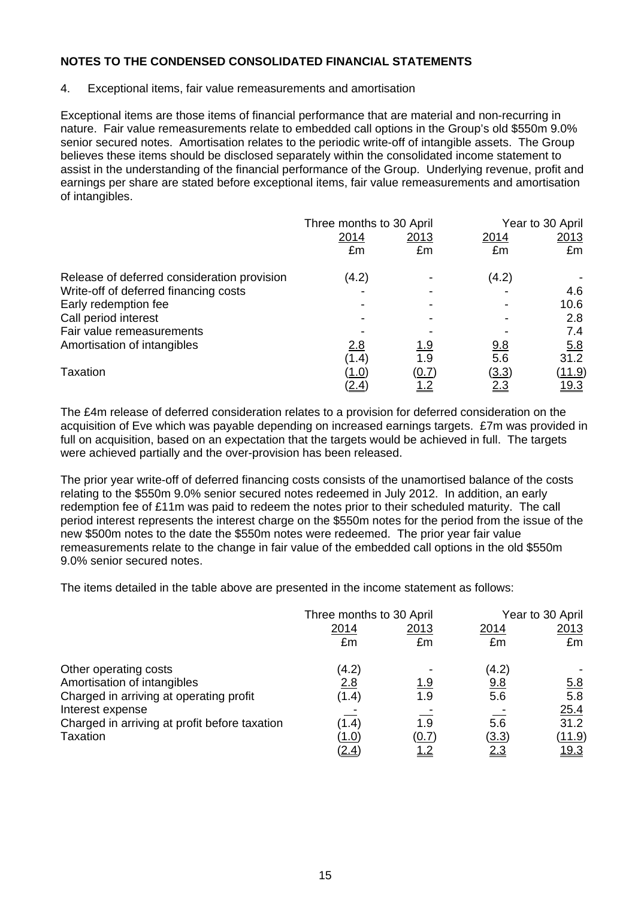## NOTES TO THE CONDENSED CONSOLIDATED FINANCIAL STATEMENTS

4. Exceptional items, fair value remeasurements and amortisation

Exceptional items are those items of financial performance that are material and non-recurring in nature. Fair value remeasurements relate to embedded call options in the Group's old $550m 9.0% senior secured notes. Amortisation relates to the periodic write-off of intangible assets. The Group believes these items should be disclosed separately within the consolidated income statement to assist in the understanding of the financial performance of the Group. Underlying revenue, profit and earnings per share are stated before exceptional items, fair value remeasurements and amortisation of intangibles.

| | Three months to 30 April | | Year to 30 April | |
|---|---|---|---|---|
| | 2014 | 2013 | 2014 | 2013 |
| | £m | £m | £m | £m |
| Release of deferred consideration provision | (4.2) | - | (4.2) | - |
| Write-off of deferred financing costs | - | - | - | 4.6 |
| Early redemption fee | - | - | - | 10.6 |
| Call period interest | - | - | - | 2.8 |
| Fair value remeasurements | - | - | - | 7.4 |
| Amortisation of intangibles | 2.8 | 1.9 | 9.8 | 5.8 |
| | (1.4) | 1.9 | 5.6 | 31.2 |
| Taxation | (1.0) | (0.7) | (3.3) | (11.9) |
| | (2.4) | 1.2 | 2.3 | 19.3 |

The £4m release of deferred consideration relates to a provision for deferred consideration on the acquisition of Eve which was payable depending on increased earnings targets. £7m was provided in full on acquisition, based on an expectation that the targets would be achieved in full. The targets were achieved partially and the over-provision has been released.

The prior year write-off of deferred financing costs consists of the unamortised balance of the costs relating to the $550m 9.0% senior secured notes redeemed in July 2012. In addition, an early redemption fee of £11m was paid to redeem the notes prior to their scheduled maturity. The call period interest represents the interest charge on the $550m notes for the period from the issue of the new $500m notes to the date the $550m notes were redeemed. The prior year fair value remeasurements relate to the change in fair value of the embedded call options in the old $550m 9.0% senior secured notes.

The items detailed in the table above are presented in the income statement as follows:

| | Three months to 30 April | | Year to 30 April | |
|---|---|---|---|---|
| | 2014 | 2013 | 2014 | 2013 |
| | £m | £m | £m | £m |
| Other operating costs | (4.2) | - | (4.2) | - |
| Amortisation of intangibles | 2.8 | 1.9 | 9.8 | 5.8 |
| Charged in arriving at operating profit | (1.4) | 1.9 | 5.6 | 5.8 |
| Interest expense | - | - | - | 25.4 |
| Charged in arriving at profit before taxation | (1.4) | 1.9 | 5.6 | 31.2 |
| Taxation | (1.0) | (0.7) | (3.3) | (11.9) |
| | (2.4) | 1.2 | 2.3 | 19.3 |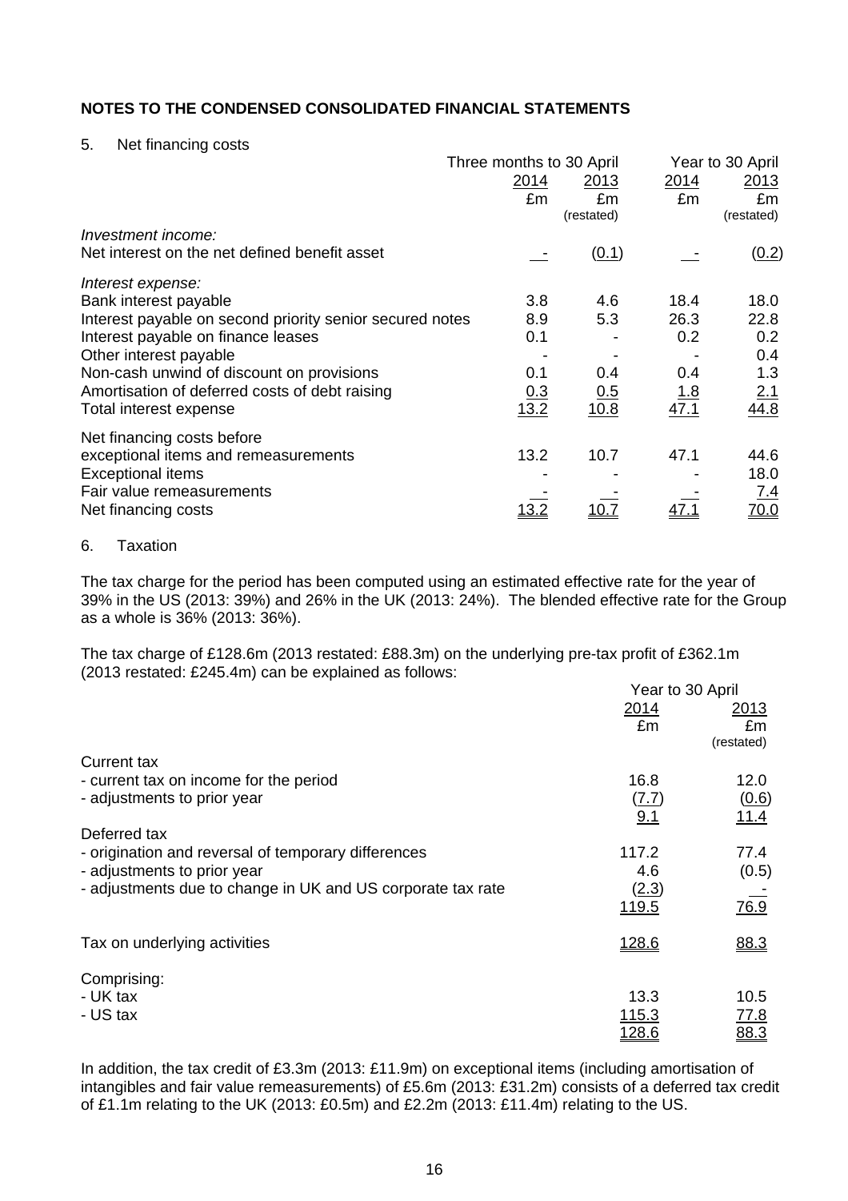**NOTES TO THE CONDENSED CONSOLIDATED FINANCIAL STATEMENTS**

5. Net financing costs

| | Three months to 30 April | | Year to 30 April | |
|---|---|---|---|---|
| | 2014 | 2013 | 2014 | 2013 |
| | £m | £m (restated) | £m | £m (restated) |
| *Investment income:* | | | | |
| Net interest on the net defined benefit asset | - | (0.1) | - | (0.2) |
| *Interest expense:* | | | | |
| Bank interest payable | 3.8 | 4.6 | 18.4 | 18.0 |
| Interest payable on second priority senior secured notes | 8.9 | 5.3 | 26.3 | 22.8 |
| Interest payable on finance leases | 0.1 | - | 0.2 | 0.2 |
| Other interest payable | - | - | - | 0.4 |
| Non-cash unwind of discount on provisions | 0.1 | 0.4 | 0.4 | 1.3 |
| Amortisation of deferred costs of debt raising | 0.3 | 0.5 | 1.8 | 2.1 |
| Total interest expense | 13.2 | 10.8 | 47.1 | 44.8 |
| Net financing costs before exceptional items and remeasurements | 13.2 | 10.7 | 47.1 | 44.6 |
| Exceptional items | - | - | - | 18.0 |
| Fair value remeasurements | - | - | - | 7.4 |
| Net financing costs | 13.2 | 10.7 | 47.1 | 70.0 |

6. Taxation

The tax charge for the period has been computed using an estimated effective rate for the year of 39% in the US (2013: 39%) and 26% in the UK (2013: 24%). The blended effective rate for the Group as a whole is 36% (2013: 36%).

The tax charge of £128.6m (2013 restated: £88.3m) on the underlying pre-tax profit of £362.1m (2013 restated: £245.4m) can be explained as follows:

| | Year to 30 April | |
|---|---|---|
| | 2014 | 2013 |
| | £m | £m (restated) |
| Current tax | | |
| - current tax on income for the period | 16.8 | 12.0 |
| - adjustments to prior year | (7.7) | (0.6) |
| | 9.1 | 11.4 |
| Deferred tax | | |
| - origination and reversal of temporary differences | 117.2 | 77.4 |
| - adjustments to prior year | 4.6 | (0.5) |
| - adjustments due to change in UK and US corporate tax rate | (2.3) | - |
| | 119.5 | 76.9 |
| Tax on underlying activities | 128.6 | 88.3 |
| Comprising: | | |
| - UK tax | 13.3 | 10.5 |
| - US tax | 115.3 | 77.8 |
| | 128.6 | 88.3 |

In addition, the tax credit of £3.3m (2013: £11.9m) on exceptional items (including amortisation of intangibles and fair value remeasurements) of £5.6m (2013: £31.2m) consists of a deferred tax credit of £1.1m relating to the UK (2013: £0.5m) and £2.2m (2013: £11.4m) relating to the US.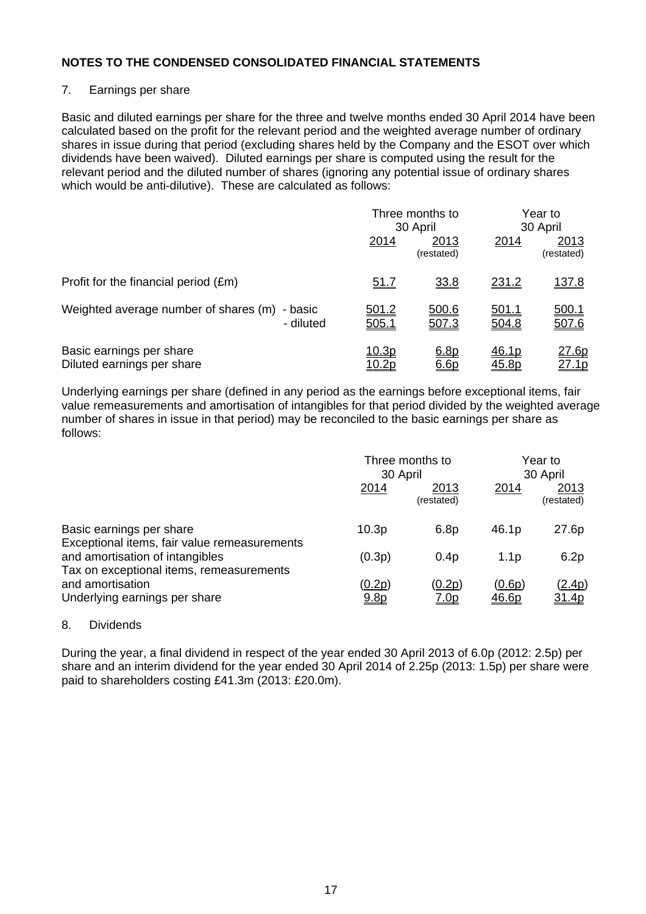**NOTES TO THE CONDENSED CONSOLIDATED FINANCIAL STATEMENTS**

7. Earnings per share

Basic and diluted earnings per share for the three and twelve months ended 30 April 2014 have been calculated based on the profit for the relevant period and the weighted average number of ordinary shares in issue during that period (excluding shares held by the Company and the ESOT over which dividends have been waived). Diluted earnings per share is computed using the result for the relevant period and the diluted number of shares (ignoring any potential issue of ordinary shares which would be anti-dilutive). These are calculated as follows:

| | Three months to 30 April | | Year to 30 April | |
|---|---|---|---|---|
| | 2014 | 2013 (restated) | 2014 | 2013 (restated) |
| Profit for the financial period (£m) | 51.7 | 33.8 | 231.2 | 137.8 |
| Weighted average number of shares (m) - basic | 501.2 | 500.6 | 501.1 | 500.1 |
| - diluted | 505.1 | 507.3 | 504.8 | 507.6 |
| Basic earnings per share | 10.3p | 6.8p | 46.1p | 27.6p |
| Diluted earnings per share | 10.2p | 6.6p | 45.8p | 27.1p |

Underlying earnings per share (defined in any period as the earnings before exceptional items, fair value remeasurements and amortisation of intangibles for that period divided by the weighted average number of shares in issue in that period) may be reconciled to the basic earnings per share as follows:

| | Three months to 30 April | | Year to 30 April | |
|---|---|---|---|---|
| | 2014 | 2013 (restated) | 2014 | 2013 (restated) |
| Basic earnings per share | 10.3p | 6.8p | 46.1p | 27.6p |
| Exceptional items, fair value remeasurements and amortisation of intangibles | (0.3p) | 0.4p | 1.1p | 6.2p |
| Tax on exceptional items, remeasurements and amortisation | (0.2p) | (0.2p) | (0.6p) | (2.4p) |
| Underlying earnings per share | 9.8p | 7.0p | 46.6p | 31.4p |

8. Dividends

During the year, a final dividend in respect of the year ended 30 April 2013 of 6.0p (2012: 2.5p) per share and an interim dividend for the year ended 30 April 2014 of 2.25p (2013: 1.5p) per share were paid to shareholders costing £41.3m (2013: £20.0m).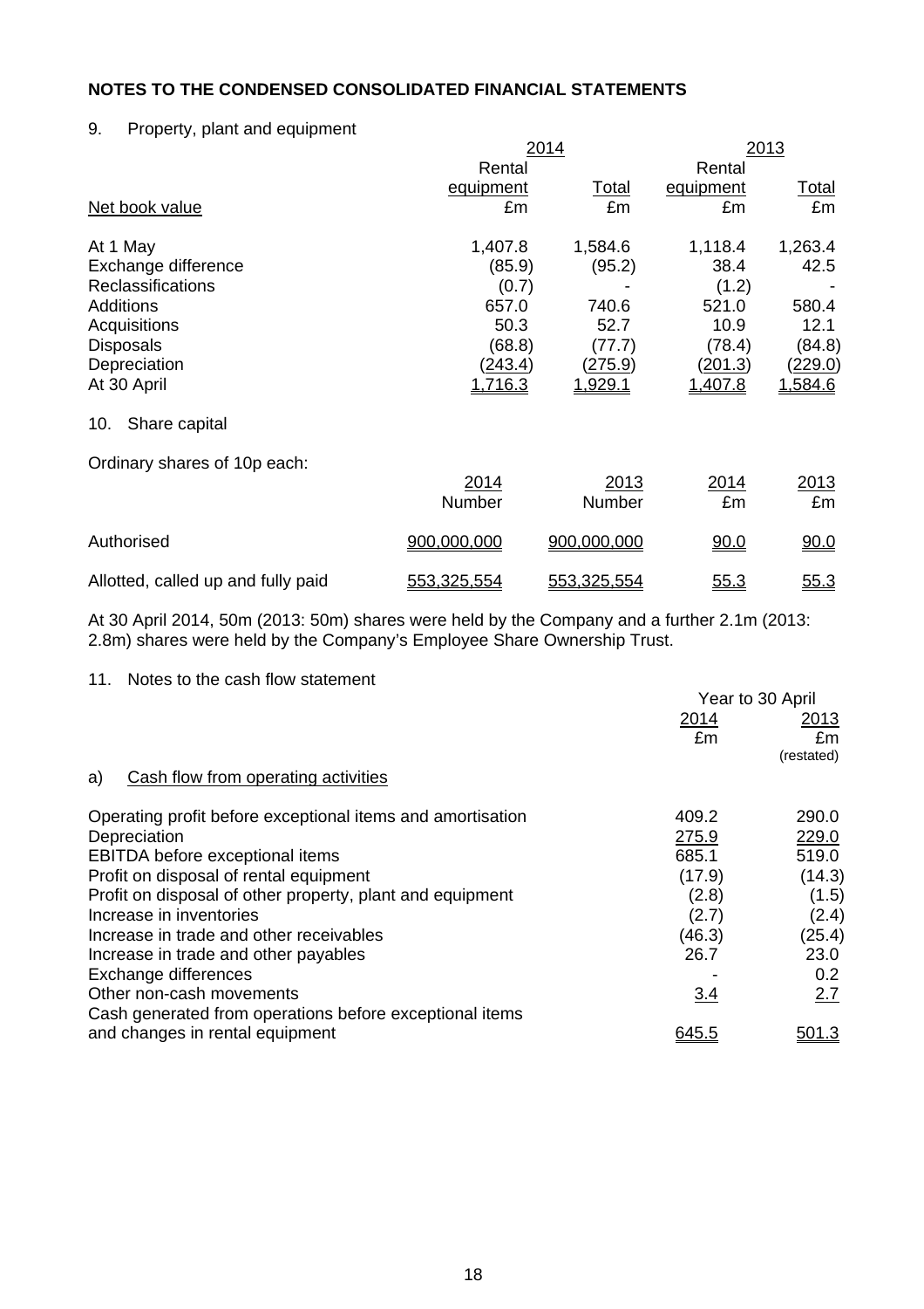## NOTES TO THE CONDENSED CONSOLIDATED FINANCIAL STATEMENTS

9. Property, plant and equipment

| | 2014 | | 2013 | |
|---|---|---|---|---|
| | Rental equipment | Total | Rental equipment | Total |
| Net book value | £m | £m | £m | £m |
| At 1 May | 1,407.8 | 1,584.6 | 1,118.4 | 1,263.4 |
| Exchange difference | (85.9) | (95.2) | 38.4 | 42.5 |
| Reclassifications | (0.7) | - | (1.2) | - |
| Additions | 657.0 | 740.6 | 521.0 | 580.4 |
| Acquisitions | 50.3 | 52.7 | 10.9 | 12.1 |
| Disposals | (68.8) | (77.7) | (78.4) | (84.8) |
| Depreciation | (243.4) | (275.9) | (201.3) | (229.0) |
| At 30 April | 1,716.3 | 1,929.1 | 1,407.8 | 1,584.6 |

10. Share capital

Ordinary shares of 10p each:

| | 2014 | 2013 | 2014 | 2013 |
|---|---|---|---|---|
| | Number | Number | £m | £m |
| Authorised | 900,000,000 | 900,000,000 | 90.0 | 90.0 |
| Allotted, called up and fully paid | 553,325,554 | 553,325,554 | 55.3 | 55.3 |

At 30 April 2014, 50m (2013: 50m) shares were held by the Company and a further 2.1m (2013: 2.8m) shares were held by the Company's Employee Share Ownership Trust.

11. Notes to the cash flow statement

| | Year to 30 April | |
|---|---|---|
| | 2014 | 2013 |
| | £m | £m (restated) |
| a) Cash flow from operating activities | | |
| Operating profit before exceptional items and amortisation | 409.2 | 290.0 |
| Depreciation | 275.9 | 229.0 |
| EBITDA before exceptional items | 685.1 | 519.0 |
| Profit on disposal of rental equipment | (17.9) | (14.3) |
| Profit on disposal of other property, plant and equipment | (2.8) | (1.5) |
| Increase in inventories | (2.7) | (2.4) |
| Increase in trade and other receivables | (46.3) | (25.4) |
| Increase in trade and other payables | 26.7 | 23.0 |
| Exchange differences | - | 0.2 |
| Other non-cash movements | 3.4 | 2.7 |
| Cash generated from operations before exceptional items and changes in rental equipment | 645.5 | 501.3 |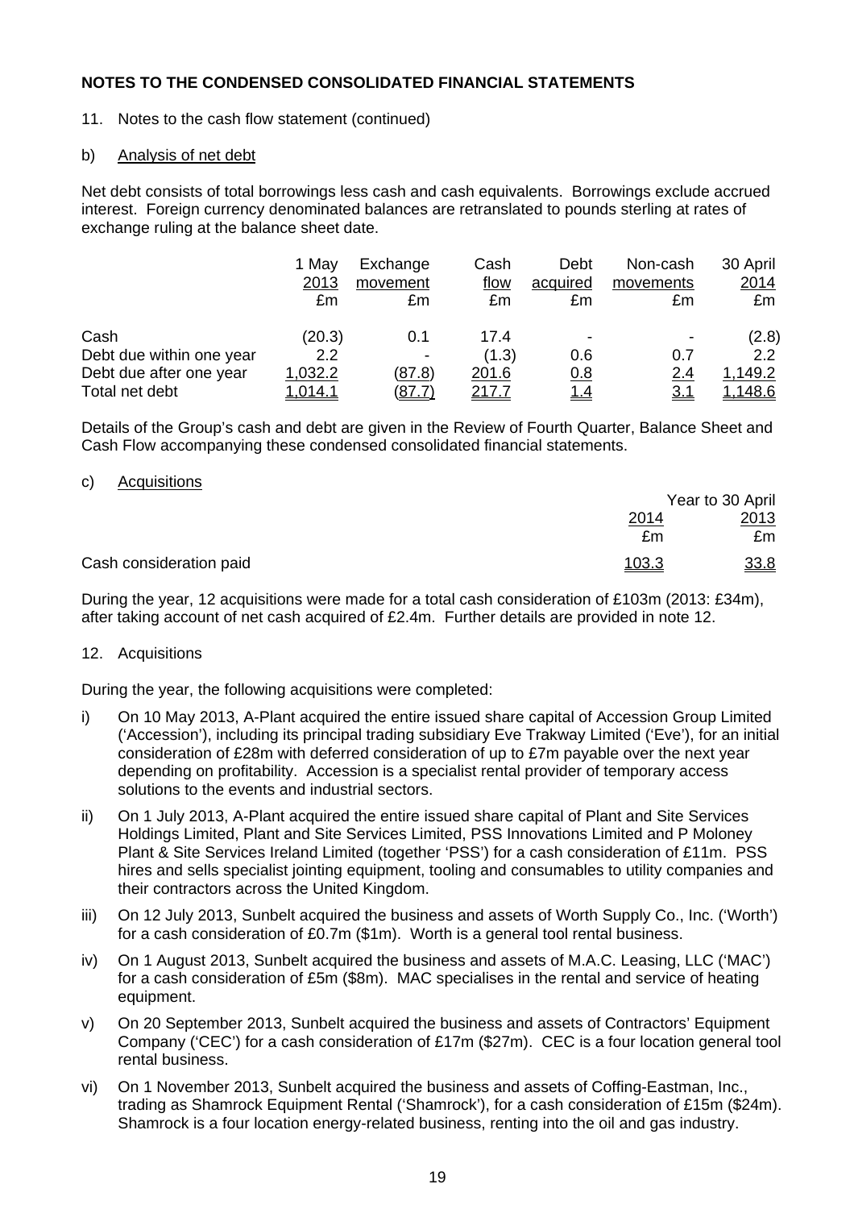## NOTES TO THE CONDENSED CONSOLIDATED FINANCIAL STATEMENTS

11. Notes to the cash flow statement (continued)

b) Analysis of net debt

Net debt consists of total borrowings less cash and cash equivalents. Borrowings exclude accrued interest. Foreign currency denominated balances are retranslated to pounds sterling at rates of exchange ruling at the balance sheet date.

| | 1 May 2013 | Exchange movement | Cash flow | Debt acquired | Non-cash movements | 30 April 2014 |
|---|---|---|---|---|---|---|
| | £m | £m | £m | £m | £m | £m |
| Cash | (20.3) | 0.1 | 17.4 | - | - | (2.8) |
| Debt due within one year | 2.2 | - | (1.3) | 0.6 | 0.7 | 2.2 |
| Debt due after one year | 1,032.2 | (87.8) | 201.6 | 0.8 | 2.4 | 1,149.2 |
| Total net debt | 1,014.1 | (87.7) | 217.7 | 1.4 | 3.1 | 1,148.6 |

Details of the Group's cash and debt are given in the Review of Fourth Quarter, Balance Sheet and Cash Flow accompanying these condensed consolidated financial statements.

c) Acquisitions

| | Year to 30 April | |
|---|---|---|
| | 2014 | 2013 |
| | £m | £m |
| Cash consideration paid | 103.3 | 33.8 |

During the year, 12 acquisitions were made for a total cash consideration of £103m (2013: £34m), after taking account of net cash acquired of £2.4m. Further details are provided in note 12.

12. Acquisitions

During the year, the following acquisitions were completed:

i) On 10 May 2013, A-Plant acquired the entire issued share capital of Accession Group Limited ('Accession'), including its principal trading subsidiary Eve Trakway Limited ('Eve'), for an initial consideration of £28m with deferred consideration of up to £7m payable over the next year depending on profitability. Accession is a specialist rental provider of temporary access solutions to the events and industrial sectors.

ii) On 1 July 2013, A-Plant acquired the entire issued share capital of Plant and Site Services Holdings Limited, Plant and Site Services Limited, PSS Innovations Limited and P Moloney Plant & Site Services Ireland Limited (together 'PSS') for a cash consideration of £11m. PSS hires and sells specialist jointing equipment, tooling and consumables to utility companies and their contractors across the United Kingdom.

iii) On 12 July 2013, Sunbelt acquired the business and assets of Worth Supply Co., Inc. ('Worth') for a cash consideration of £0.7m ($1m). Worth is a general tool rental business.

iv) On 1 August 2013, Sunbelt acquired the business and assets of M.A.C. Leasing, LLC ('MAC') for a cash consideration of £5m ($8m). MAC specialises in the rental and service of heating equipment.

v) On 20 September 2013, Sunbelt acquired the business and assets of Contractors' Equipment Company ('CEC') for a cash consideration of £17m ($27m). CEC is a four location general tool rental business.

vi) On 1 November 2013, Sunbelt acquired the business and assets of Coffing-Eastman, Inc., trading as Shamrock Equipment Rental ('Shamrock'), for a cash consideration of £15m ($24m). Shamrock is a four location energy-related business, renting into the oil and gas industry.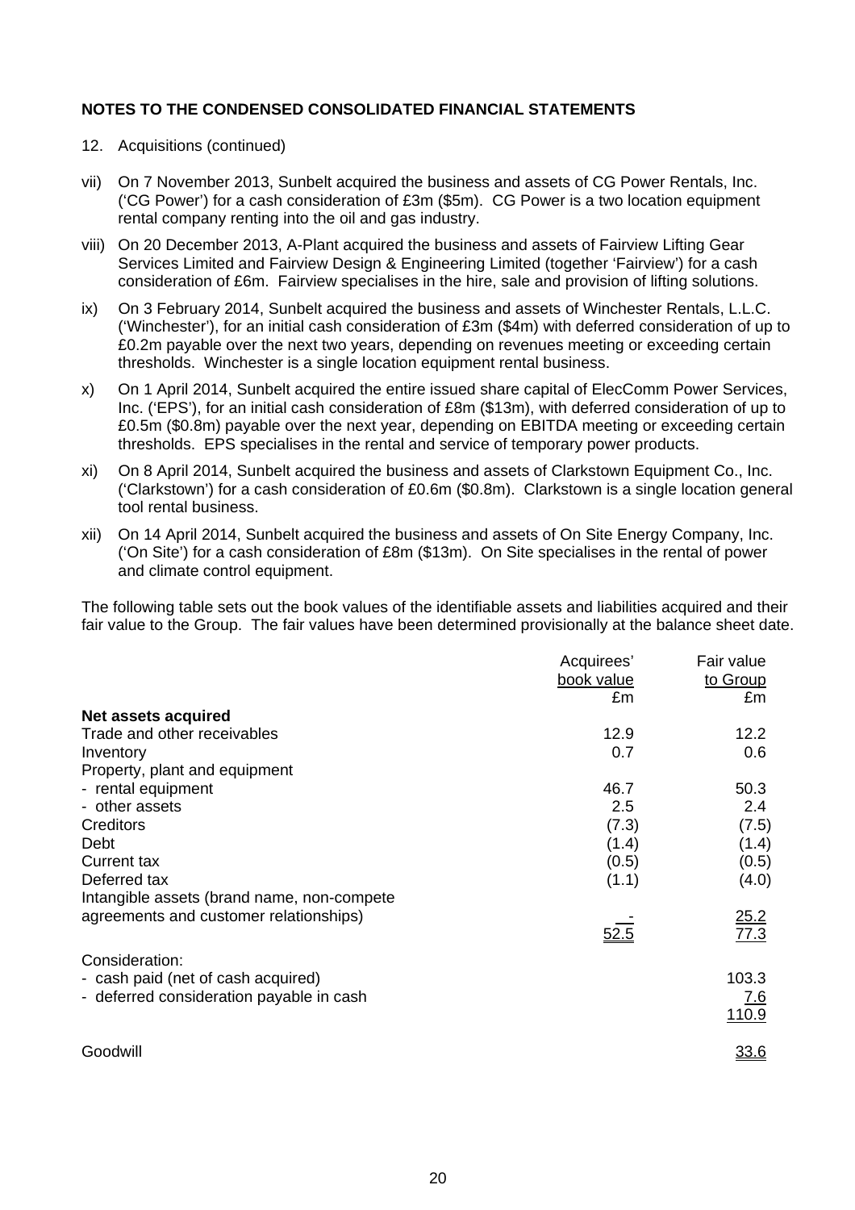**NOTES TO THE CONDENSED CONSOLIDATED FINANCIAL STATEMENTS**

12. Acquisitions (continued)

vii) On 7 November 2013, Sunbelt acquired the business and assets of CG Power Rentals, Inc. ('CG Power') for a cash consideration of £3m ($5m). CG Power is a two location equipment rental company renting into the oil and gas industry.

viii) On 20 December 2013, A-Plant acquired the business and assets of Fairview Lifting Gear Services Limited and Fairview Design & Engineering Limited (together 'Fairview') for a cash consideration of £6m. Fairview specialises in the hire, sale and provision of lifting solutions.

ix) On 3 February 2014, Sunbelt acquired the business and assets of Winchester Rentals, L.L.C. ('Winchester'), for an initial cash consideration of £3m ($4m) with deferred consideration of up to £0.2m payable over the next two years, depending on revenues meeting or exceeding certain thresholds. Winchester is a single location equipment rental business.

x) On 1 April 2014, Sunbelt acquired the entire issued share capital of ElecComm Power Services, Inc. ('EPS'), for an initial cash consideration of £8m ($13m), with deferred consideration of up to £0.5m ($0.8m) payable over the next year, depending on EBITDA meeting or exceeding certain thresholds. EPS specialises in the rental and service of temporary power products.

xi) On 8 April 2014, Sunbelt acquired the business and assets of Clarkstown Equipment Co., Inc. ('Clarkstown') for a cash consideration of £0.6m ($0.8m). Clarkstown is a single location general tool rental business.

xii) On 14 April 2014, Sunbelt acquired the business and assets of On Site Energy Company, Inc. ('On Site') for a cash consideration of £8m ($13m). On Site specialises in the rental of power and climate control equipment.

The following table sets out the book values of the identifiable assets and liabilities acquired and their fair value to the Group. The fair values have been determined provisionally at the balance sheet date.

| | Acquirees' book value £m | Fair value to Group £m |
|---|---|---|
| **Net assets acquired** | | |
| Trade and other receivables | 12.9 | 12.2 |
| Inventory | 0.7 | 0.6 |
| Property, plant and equipment | | |
| - rental equipment | 46.7 | 50.3 |
| - other assets | 2.5 | 2.4 |
| Creditors | (7.3) | (7.5) |
| Debt | (1.4) | (1.4) |
| Current tax | (0.5) | (0.5) |
| Deferred tax | (1.1) | (4.0) |
| Intangible assets (brand name, non-compete agreements and customer relationships) | - | 25.2 |
| | 52.5 | 77.3 |
| Consideration: | | |
| - cash paid (net of cash acquired) | | 103.3 |
| - deferred consideration payable in cash | | 7.6 |
| | | 110.9 |
| Goodwill | | 33.6 |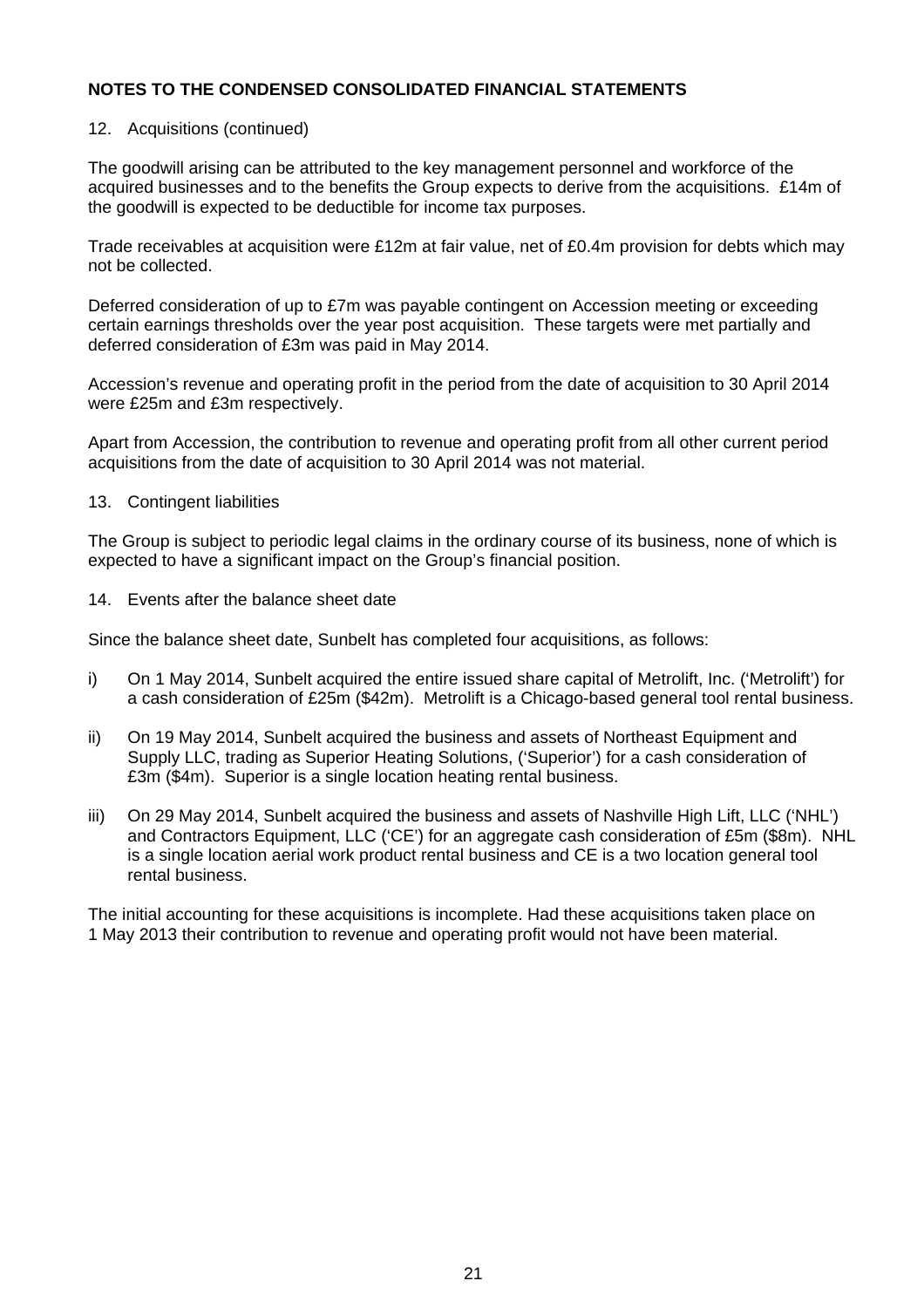**NOTES TO THE CONDENSED CONSOLIDATED FINANCIAL STATEMENTS**

12. Acquisitions (continued)

The goodwill arising can be attributed to the key management personnel and workforce of the acquired businesses and to the benefits the Group expects to derive from the acquisitions. £14m of the goodwill is expected to be deductible for income tax purposes.

Trade receivables at acquisition were £12m at fair value, net of £0.4m provision for debts which may not be collected.

Deferred consideration of up to £7m was payable contingent on Accession meeting or exceeding certain earnings thresholds over the year post acquisition. These targets were met partially and deferred consideration of £3m was paid in May 2014.

Accession's revenue and operating profit in the period from the date of acquisition to 30 April 2014 were £25m and £3m respectively.

Apart from Accession, the contribution to revenue and operating profit from all other current period acquisitions from the date of acquisition to 30 April 2014 was not material.

13. Contingent liabilities

The Group is subject to periodic legal claims in the ordinary course of its business, none of which is expected to have a significant impact on the Group's financial position.

14. Events after the balance sheet date

Since the balance sheet date, Sunbelt has completed four acquisitions, as follows:

i) On 1 May 2014, Sunbelt acquired the entire issued share capital of Metrolift, Inc. ('Metrolift') for a cash consideration of £25m ($42m). Metrolift is a Chicago-based general tool rental business.

ii) On 19 May 2014, Sunbelt acquired the business and assets of Northeast Equipment and Supply LLC, trading as Superior Heating Solutions, ('Superior') for a cash consideration of £3m ($4m). Superior is a single location heating rental business.

iii) On 29 May 2014, Sunbelt acquired the business and assets of Nashville High Lift, LLC ('NHL') and Contractors Equipment, LLC ('CE') for an aggregate cash consideration of £5m ($8m). NHL is a single location aerial work product rental business and CE is a two location general tool rental business.

The initial accounting for these acquisitions is incomplete. Had these acquisitions taken place on 1 May 2013 their contribution to revenue and operating profit would not have been material.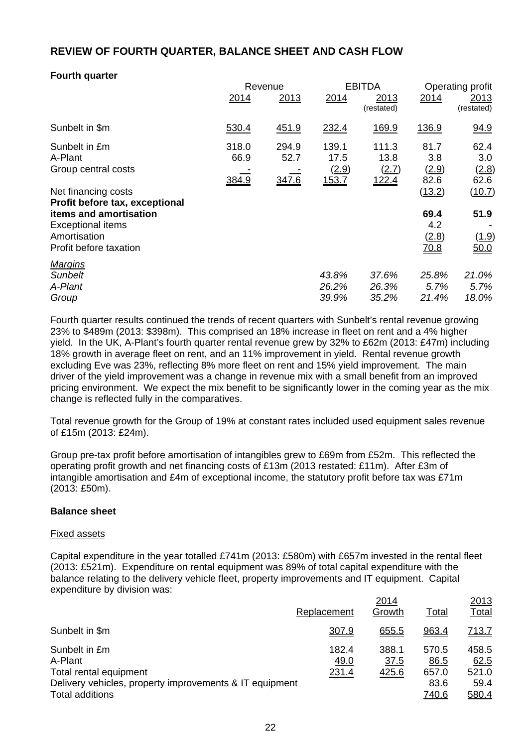## REVIEW OF FOURTH QUARTER, BALANCE SHEET AND CASH FLOW

**Fourth quarter**

| | Revenue | | EBITDA | | Operating profit | |
|---|---|---|---|---|---|---|
| | 2014 | 2013 | 2014 | 2013 (restated) | 2014 | 2013 (restated) |
| Sunbelt in $m | 530.4 | 451.9 | 232.4 | 169.9 | 136.9 | 94.9 |
| Sunbelt in £m | 318.0 | 294.9 | 139.1 | 111.3 | 81.7 | 62.4 |
| A-Plant | 66.9 | 52.7 | 17.5 | 13.8 | 3.8 | 3.0 |
| Group central costs | - | - | (2.9) | (2.7) | (2.9) | (2.8) |
| | 384.9 | 347.6 | 153.7 | 122.4 | 82.6 | 62.6 |
| Net financing costs | | | | | (13.2) | (10.7) |
| **Profit before tax, exceptional items and amortisation** | | | | | **69.4** | **51.9** |
| Exceptional items | | | | | 4.2 | - |
| Amortisation | | | | | (2.8) | (1.9) |
| Profit before taxation | | | | | 70.8 | 50.0 |
| *Margins* | | | | | | |
| *Sunbelt* | | | *43.8%* | *37.6%* | *25.8%* | *21.0%* |
| *A-Plant* | | | *26.2%* | *26.3%* | *5.7%* | *5.7%* |
| *Group* | | | *39.9%* | *35.2%* | *21.4%* | *18.0%* |

Fourth quarter results continued the trends of recent quarters with Sunbelt's rental revenue growing 23% to $489m (2013: $398m). This comprised an 18% increase in fleet on rent and a 4% higher yield. In the UK, A-Plant's fourth quarter rental revenue grew by 32% to £62m (2013: £47m) including 18% growth in average fleet on rent, and an 11% improvement in yield. Rental revenue growth excluding Eve was 23%, reflecting 8% more fleet on rent and 15% yield improvement. The main driver of the yield improvement was a change in revenue mix with a small benefit from an improved pricing environment. We expect the mix benefit to be significantly lower in the coming year as the mix change is reflected fully in the comparatives.

Total revenue growth for the Group of 19% at constant rates included used equipment sales revenue of £15m (2013: £24m).

Group pre-tax profit before amortisation of intangibles grew to £69m from £52m. This reflected the operating profit growth and net financing costs of £13m (2013 restated: £11m). After £3m of intangible amortisation and £4m of exceptional income, the statutory profit before tax was £71m (2013: £50m).

**Balance sheet**

Fixed assets

Capital expenditure in the year totalled £741m (2013: £580m) with £657m invested in the rental fleet (2013: £521m). Expenditure on rental equipment was 89% of total capital expenditure with the balance relating to the delivery vehicle fleet, property improvements and IT equipment. Capital expenditure by division was:

| | 2014 | | | 2013 |
|---|---|---|---|---|
| | Replacement | Growth | Total | Total |
| Sunbelt in $m | 307.9 | 655.5 | 963.4 | 713.7 |
| Sunbelt in £m | 182.4 | 388.1 | 570.5 | 458.5 |
| A-Plant | 49.0 | 37.5 | 86.5 | 62.5 |
| Total rental equipment | 231.4 | 425.6 | 657.0 | 521.0 |
| Delivery vehicles, property improvements & IT equipment | | | 83.6 | 59.4 |
| Total additions | | | 740.6 | 580.4 |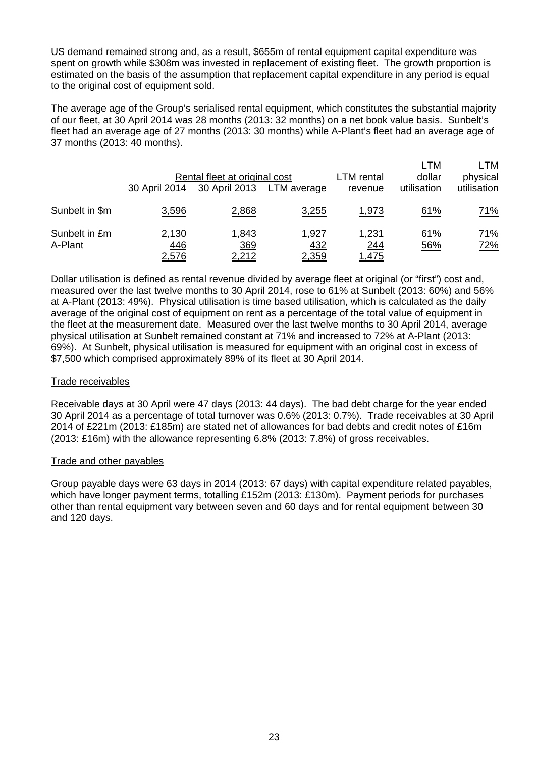US demand remained strong and, as a result, $655m of rental equipment capital expenditure was spent on growth while $308m was invested in replacement of existing fleet. The growth proportion is estimated on the basis of the assumption that replacement capital expenditure in any period is equal to the original cost of equipment sold.

The average age of the Group's serialised rental equipment, which constitutes the substantial majority of our fleet, at 30 April 2014 was 28 months (2013: 32 months) on a net book value basis. Sunbelt's fleet had an average age of 27 months (2013: 30 months) while A-Plant's fleet had an average age of 37 months (2013: 40 months).

| | Rental fleet at original cost | | | LTM rental | LTM dollar | LTM physical |
|---|---|---|---|---|---|---|
| | 30 April 2014 | 30 April 2013 | LTM average | revenue | utilisation | utilisation |
| Sunbelt in $m | 3,596 | 2,868 | 3,255 | 1,973 | 61% | 71% |
| Sunbelt in £m | 2,130 | 1,843 | 1,927 | 1,231 | 61% | 71% |
| A-Plant | 446 | 369 | 432 | 244 | 56% | 72% |
| | 2,576 | 2,212 | 2,359 | 1,475 | | |

Dollar utilisation is defined as rental revenue divided by average fleet at original (or "first") cost and, measured over the last twelve months to 30 April 2014, rose to 61% at Sunbelt (2013: 60%) and 56% at A-Plant (2013: 49%). Physical utilisation is time based utilisation, which is calculated as the daily average of the original cost of equipment on rent as a percentage of the total value of equipment in the fleet at the measurement date. Measured over the last twelve months to 30 April 2014, average physical utilisation at Sunbelt remained constant at 71% and increased to 72% at A-Plant (2013: 69%). At Sunbelt, physical utilisation is measured for equipment with an original cost in excess of $7,500 which comprised approximately 89% of its fleet at 30 April 2014.

Trade receivables

Receivable days at 30 April were 47 days (2013: 44 days). The bad debt charge for the year ended 30 April 2014 as a percentage of total turnover was 0.6% (2013: 0.7%). Trade receivables at 30 April 2014 of £221m (2013: £185m) are stated net of allowances for bad debts and credit notes of £16m (2013: £16m) with the allowance representing 6.8% (2013: 7.8%) of gross receivables.

Trade and other payables

Group payable days were 63 days in 2014 (2013: 67 days) with capital expenditure related payables, which have longer payment terms, totalling £152m (2013: £130m). Payment periods for purchases other than rental equipment vary between seven and 60 days and for rental equipment between 30 and 120 days.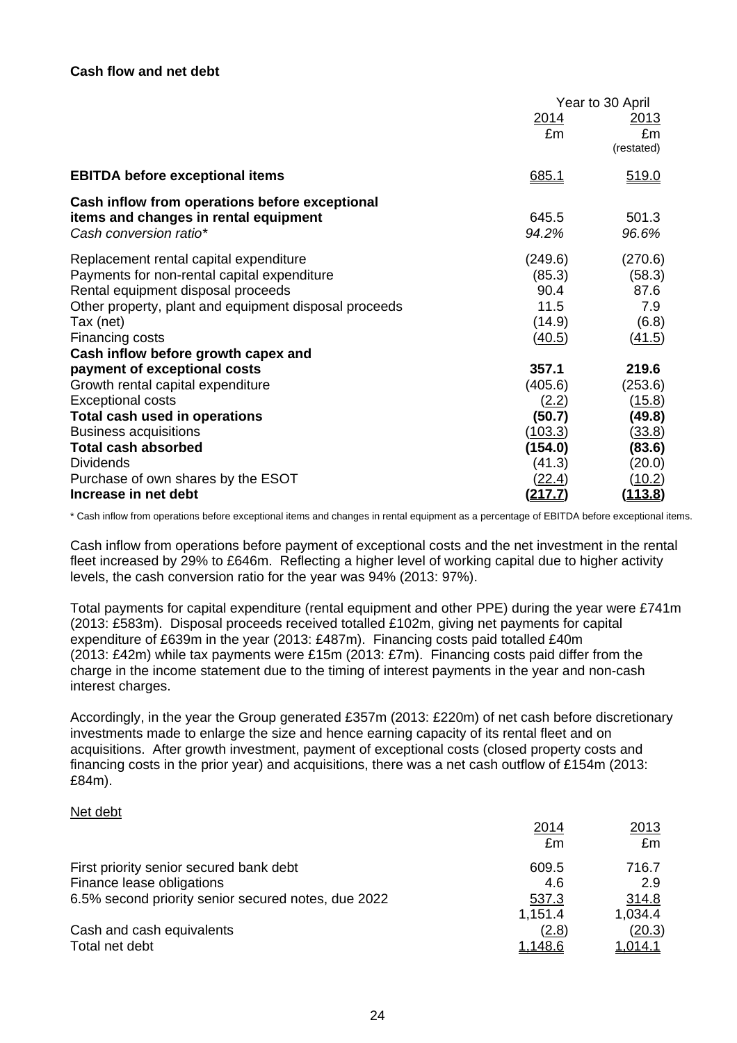**Cash flow and net debt**

| | Year to 30 April | |
|---|---|---|
| | 2014 | 2013 |
| | £m | £m |
| | | (restated) |
| **EBITDA before exceptional items** | 685.1 | 519.0 |
| **Cash inflow from operations before exceptional items and changes in rental equipment** | 645.5 | 501.3 |
| *Cash conversion ratio** | *94.2%* | *96.6%* |
| Replacement rental capital expenditure | (249.6) | (270.6) |
| Payments for non-rental capital expenditure | (85.3) | (58.3) |
| Rental equipment disposal proceeds | 90.4 | 87.6 |
| Other property, plant and equipment disposal proceeds | 11.5 | 7.9 |
| Tax (net) | (14.9) | (6.8) |
| Financing costs | (40.5) | (41.5) |
| **Cash inflow before growth capex and payment of exceptional costs** | **357.1** | **219.6** |
| Growth rental capital expenditure | (405.6) | (253.6) |
| Exceptional costs | (2.2) | (15.8) |
| **Total cash used in operations** | **(50.7)** | **(49.8)** |
| Business acquisitions | (103.3) | (33.8) |
| **Total cash absorbed** | **(154.0)** | **(83.6)** |
| Dividends | (41.3) | (20.0) |
| Purchase of own shares by the ESOT | (22.4) | (10.2) |
| **Increase in net debt** | **(217.7)** | **(113.8)** |

* Cash inflow from operations before exceptional items and changes in rental equipment as a percentage of EBITDA before exceptional items.

Cash inflow from operations before payment of exceptional costs and the net investment in the rental fleet increased by 29% to £646m. Reflecting a higher level of working capital due to higher activity levels, the cash conversion ratio for the year was 94% (2013: 97%).

Total payments for capital expenditure (rental equipment and other PPE) during the year were £741m (2013: £583m). Disposal proceeds received totalled £102m, giving net payments for capital expenditure of £639m in the year (2013: £487m). Financing costs paid totalled £40m (2013: £42m) while tax payments were £15m (2013: £7m). Financing costs paid differ from the charge in the income statement due to the timing of interest payments in the year and non-cash interest charges.

Accordingly, in the year the Group generated £357m (2013: £220m) of net cash before discretionary investments made to enlarge the size and hence earning capacity of its rental fleet and on acquisitions. After growth investment, payment of exceptional costs (closed property costs and financing costs in the prior year) and acquisitions, there was a net cash outflow of £154m (2013: £84m).

Net debt

| | 2014 | 2013 |
|---|---|---|
| | £m | £m |
| First priority senior secured bank debt | 609.5 | 716.7 |
| Finance lease obligations | 4.6 | 2.9 |
| 6.5% second priority senior secured notes, due 2022 | 537.3 | 314.8 |
| | 1,151.4 | 1,034.4 |
| Cash and cash equivalents | (2.8) | (20.3) |
| Total net debt | 1,148.6 | 1,014.1 |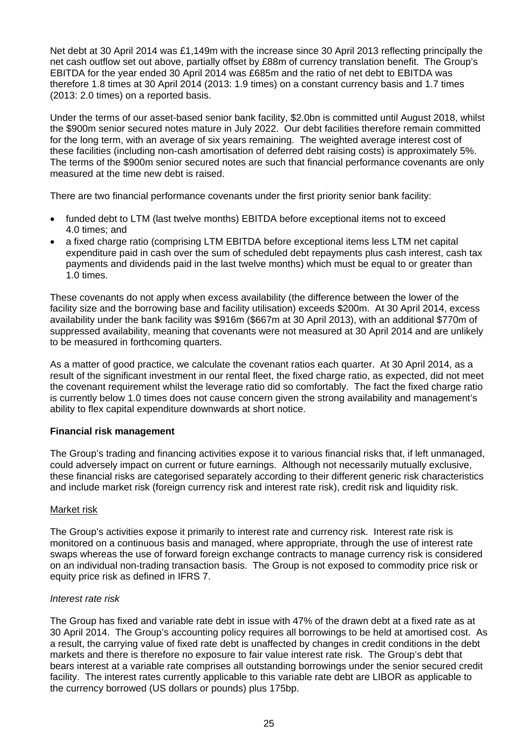Net debt at 30 April 2014 was £1,149m with the increase since 30 April 2013 reflecting principally the net cash outflow set out above, partially offset by £88m of currency translation benefit. The Group's EBITDA for the year ended 30 April 2014 was £685m and the ratio of net debt to EBITDA was therefore 1.8 times at 30 April 2014 (2013: 1.9 times) on a constant currency basis and 1.7 times (2013: 2.0 times) on a reported basis.

Under the terms of our asset-based senior bank facility, $2.0bn is committed until August 2018, whilst the $900m senior secured notes mature in July 2022. Our debt facilities therefore remain committed for the long term, with an average of six years remaining. The weighted average interest cost of these facilities (including non-cash amortisation of deferred debt raising costs) is approximately 5%. The terms of the $900m senior secured notes are such that financial performance covenants are only measured at the time new debt is raised.

There are two financial performance covenants under the first priority senior bank facility:

- funded debt to LTM (last twelve months) EBITDA before exceptional items not to exceed 4.0 times; and
- a fixed charge ratio (comprising LTM EBITDA before exceptional items less LTM net capital expenditure paid in cash over the sum of scheduled debt repayments plus cash interest, cash tax payments and dividends paid in the last twelve months) which must be equal to or greater than 1.0 times.

These covenants do not apply when excess availability (the difference between the lower of the facility size and the borrowing base and facility utilisation) exceeds $200m. At 30 April 2014, excess availability under the bank facility was $916m ($667m at 30 April 2013), with an additional $770m of suppressed availability, meaning that covenants were not measured at 30 April 2014 and are unlikely to be measured in forthcoming quarters.

As a matter of good practice, we calculate the covenant ratios each quarter. At 30 April 2014, as a result of the significant investment in our rental fleet, the fixed charge ratio, as expected, did not meet the covenant requirement whilst the leverage ratio did so comfortably. The fact the fixed charge ratio is currently below 1.0 times does not cause concern given the strong availability and management's ability to flex capital expenditure downwards at short notice.

**Financial risk management**

The Group's trading and financing activities expose it to various financial risks that, if left unmanaged, could adversely impact on current or future earnings. Although not necessarily mutually exclusive, these financial risks are categorised separately according to their different generic risk characteristics and include market risk (foreign currency risk and interest rate risk), credit risk and liquidity risk.

Market risk

The Group's activities expose it primarily to interest rate and currency risk. Interest rate risk is monitored on a continuous basis and managed, where appropriate, through the use of interest rate swaps whereas the use of forward foreign exchange contracts to manage currency risk is considered on an individual non-trading transaction basis. The Group is not exposed to commodity price risk or equity price risk as defined in IFRS 7.

*Interest rate risk*

The Group has fixed and variable rate debt in issue with 47% of the drawn debt at a fixed rate as at 30 April 2014. The Group's accounting policy requires all borrowings to be held at amortised cost. As a result, the carrying value of fixed rate debt is unaffected by changes in credit conditions in the debt markets and there is therefore no exposure to fair value interest rate risk. The Group's debt that bears interest at a variable rate comprises all outstanding borrowings under the senior secured credit facility. The interest rates currently applicable to this variable rate debt are LIBOR as applicable to the currency borrowed (US dollars or pounds) plus 175bp.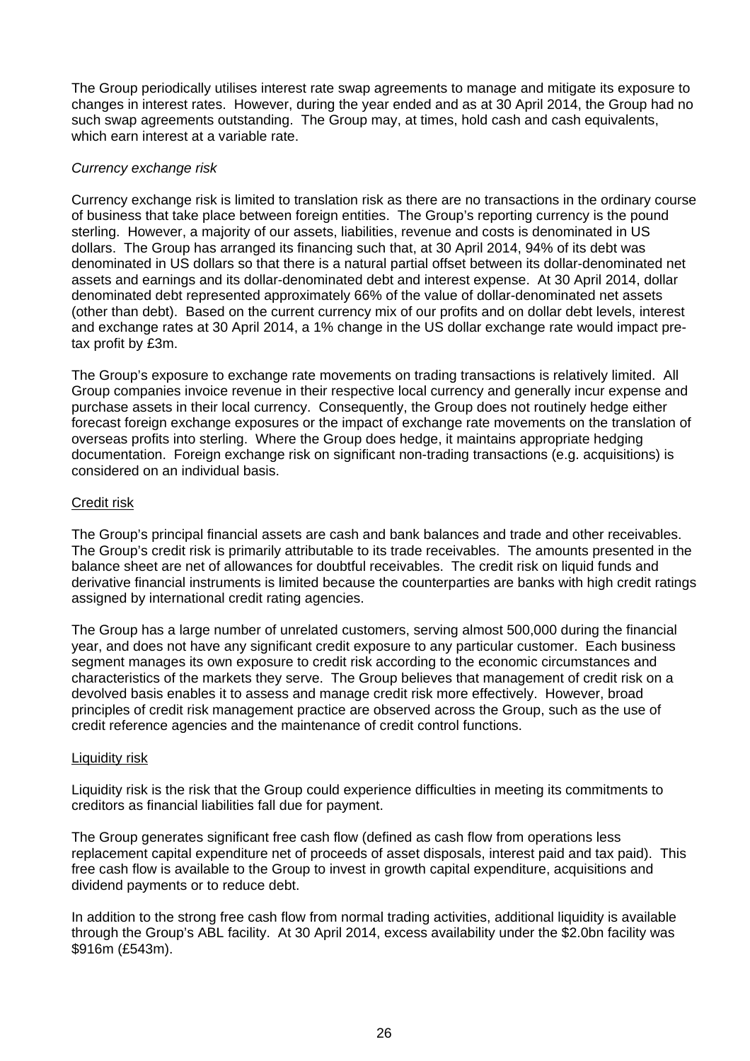The Group periodically utilises interest rate swap agreements to manage and mitigate its exposure to changes in interest rates. However, during the year ended and as at 30 April 2014, the Group had no such swap agreements outstanding. The Group may, at times, hold cash and cash equivalents, which earn interest at a variable rate.

*Currency exchange risk*

Currency exchange risk is limited to translation risk as there are no transactions in the ordinary course of business that take place between foreign entities. The Group's reporting currency is the pound sterling. However, a majority of our assets, liabilities, revenue and costs is denominated in US dollars. The Group has arranged its financing such that, at 30 April 2014, 94% of its debt was denominated in US dollars so that there is a natural partial offset between its dollar-denominated net assets and earnings and its dollar-denominated debt and interest expense. At 30 April 2014, dollar denominated debt represented approximately 66% of the value of dollar-denominated net assets (other than debt). Based on the current currency mix of our profits and on dollar debt levels, interest and exchange rates at 30 April 2014, a 1% change in the US dollar exchange rate would impact pre-tax profit by £3m.

The Group's exposure to exchange rate movements on trading transactions is relatively limited. All Group companies invoice revenue in their respective local currency and generally incur expense and purchase assets in their local currency. Consequently, the Group does not routinely hedge either forecast foreign exchange exposures or the impact of exchange rate movements on the translation of overseas profits into sterling. Where the Group does hedge, it maintains appropriate hedging documentation. Foreign exchange risk on significant non-trading transactions (e.g. acquisitions) is considered on an individual basis.

Credit risk

The Group's principal financial assets are cash and bank balances and trade and other receivables. The Group's credit risk is primarily attributable to its trade receivables. The amounts presented in the balance sheet are net of allowances for doubtful receivables. The credit risk on liquid funds and derivative financial instruments is limited because the counterparties are banks with high credit ratings assigned by international credit rating agencies.

The Group has a large number of unrelated customers, serving almost 500,000 during the financial year, and does not have any significant credit exposure to any particular customer. Each business segment manages its own exposure to credit risk according to the economic circumstances and characteristics of the markets they serve. The Group believes that management of credit risk on a devolved basis enables it to assess and manage credit risk more effectively. However, broad principles of credit risk management practice are observed across the Group, such as the use of credit reference agencies and the maintenance of credit control functions.

Liquidity risk

Liquidity risk is the risk that the Group could experience difficulties in meeting its commitments to creditors as financial liabilities fall due for payment.

The Group generates significant free cash flow (defined as cash flow from operations less replacement capital expenditure net of proceeds of asset disposals, interest paid and tax paid). This free cash flow is available to the Group to invest in growth capital expenditure, acquisitions and dividend payments or to reduce debt.

In addition to the strong free cash flow from normal trading activities, additional liquidity is available through the Group's ABL facility. At 30 April 2014, excess availability under the $2.0bn facility was $916m (£543m).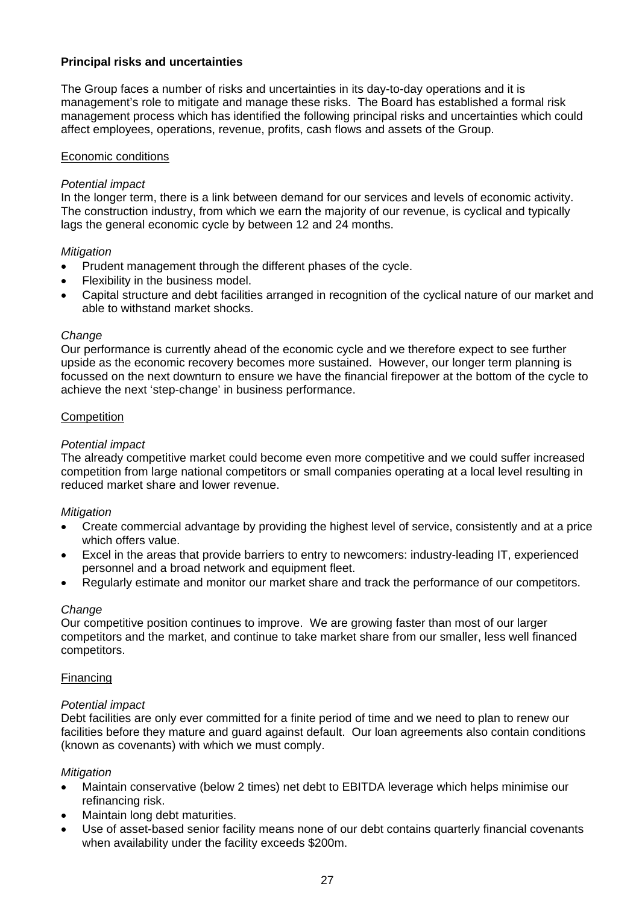**Principal risks and uncertainties**

The Group faces a number of risks and uncertainties in its day-to-day operations and it is management's role to mitigate and manage these risks. The Board has established a formal risk management process which has identified the following principal risks and uncertainties which could affect employees, operations, revenue, profits, cash flows and assets of the Group.

<u>Economic conditions</u>

*Potential impact*
In the longer term, there is a link between demand for our services and levels of economic activity. The construction industry, from which we earn the majority of our revenue, is cyclical and typically lags the general economic cycle by between 12 and 24 months.

*Mitigation*

- Prudent management through the different phases of the cycle.
- Flexibility in the business model.
- Capital structure and debt facilities arranged in recognition of the cyclical nature of our market and able to withstand market shocks.

*Change*
Our performance is currently ahead of the economic cycle and we therefore expect to see further upside as the economic recovery becomes more sustained. However, our longer term planning is focussed on the next downturn to ensure we have the financial firepower at the bottom of the cycle to achieve the next 'step-change' in business performance.

<u>Competition</u>

*Potential impact*
The already competitive market could become even more competitive and we could suffer increased competition from large national competitors or small companies operating at a local level resulting in reduced market share and lower revenue.

*Mitigation*

- Create commercial advantage by providing the highest level of service, consistently and at a price which offers value.
- Excel in the areas that provide barriers to entry to newcomers: industry-leading IT, experienced personnel and a broad network and equipment fleet.
- Regularly estimate and monitor our market share and track the performance of our competitors.

*Change*
Our competitive position continues to improve. We are growing faster than most of our larger competitors and the market, and continue to take market share from our smaller, less well financed competitors.

<u>Financing</u>

*Potential impact*
Debt facilities are only ever committed for a finite period of time and we need to plan to renew our facilities before they mature and guard against default. Our loan agreements also contain conditions (known as covenants) with which we must comply.

*Mitigation*

- Maintain conservative (below 2 times) net debt to EBITDA leverage which helps minimise our refinancing risk.
- Maintain long debt maturities.
- Use of asset-based senior facility means none of our debt contains quarterly financial covenants when availability under the facility exceeds $200m.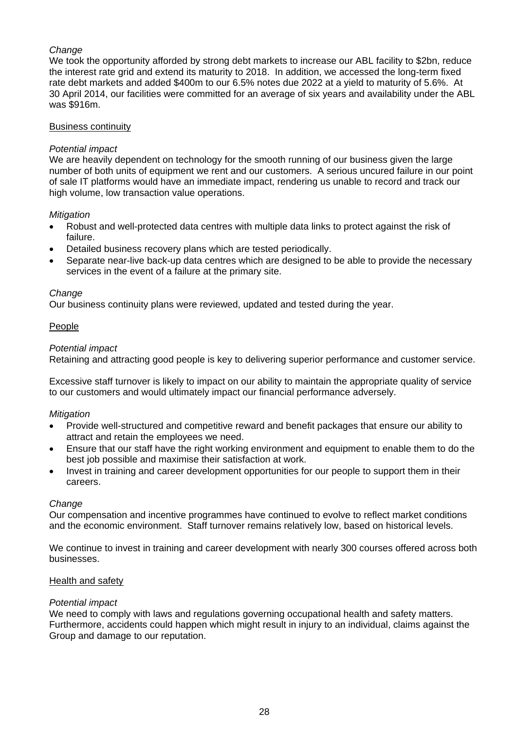*Change*
We took the opportunity afforded by strong debt markets to increase our ABL facility to $2bn, reduce the interest rate grid and extend its maturity to 2018. In addition, we accessed the long-term fixed rate debt markets and added $400m to our 6.5% notes due 2022 at a yield to maturity of 5.6%. At 30 April 2014, our facilities were committed for an average of six years and availability under the ABL was $916m.

Business continuity

*Potential impact*
We are heavily dependent on technology for the smooth running of our business given the large number of both units of equipment we rent and our customers. A serious uncured failure in our point of sale IT platforms would have an immediate impact, rendering us unable to record and track our high volume, low transaction value operations.

*Mitigation*

- Robust and well-protected data centres with multiple data links to protect against the risk of failure.
- Detailed business recovery plans which are tested periodically.
- Separate near-live back-up data centres which are designed to be able to provide the necessary services in the event of a failure at the primary site.

*Change*
Our business continuity plans were reviewed, updated and tested during the year.

People

*Potential impact*
Retaining and attracting good people is key to delivering superior performance and customer service.

Excessive staff turnover is likely to impact on our ability to maintain the appropriate quality of service to our customers and would ultimately impact our financial performance adversely.

*Mitigation*

- Provide well-structured and competitive reward and benefit packages that ensure our ability to attract and retain the employees we need.
- Ensure that our staff have the right working environment and equipment to enable them to do the best job possible and maximise their satisfaction at work.
- Invest in training and career development opportunities for our people to support them in their careers.

*Change*
Our compensation and incentive programmes have continued to evolve to reflect market conditions and the economic environment. Staff turnover remains relatively low, based on historical levels.

We continue to invest in training and career development with nearly 300 courses offered across both businesses.

Health and safety

*Potential impact*
We need to comply with laws and regulations governing occupational health and safety matters. Furthermore, accidents could happen which might result in injury to an individual, claims against the Group and damage to our reputation.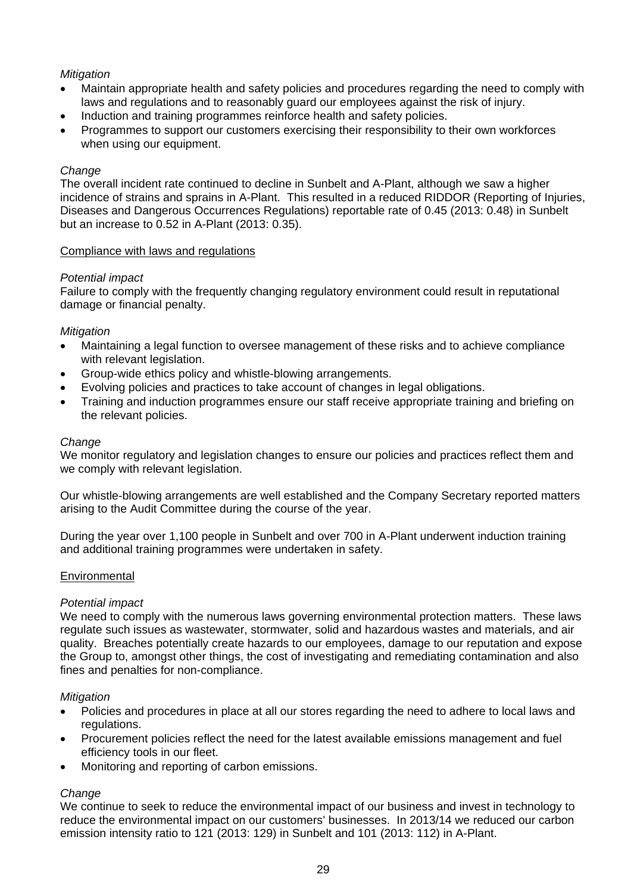*Mitigation*

- Maintain appropriate health and safety policies and procedures regarding the need to comply with laws and regulations and to reasonably guard our employees against the risk of injury.
- Induction and training programmes reinforce health and safety policies.
- Programmes to support our customers exercising their responsibility to their own workforces when using our equipment.

*Change*

The overall incident rate continued to decline in Sunbelt and A-Plant, although we saw a higher incidence of strains and sprains in A-Plant. This resulted in a reduced RIDDOR (Reporting of Injuries, Diseases and Dangerous Occurrences Regulations) reportable rate of 0.45 (2013: 0.48) in Sunbelt but an increase to 0.52 in A-Plant (2013: 0.35).

Compliance with laws and regulations

*Potential impact*

Failure to comply with the frequently changing regulatory environment could result in reputational damage or financial penalty.

*Mitigation*

- Maintaining a legal function to oversee management of these risks and to achieve compliance with relevant legislation.
- Group-wide ethics policy and whistle-blowing arrangements.
- Evolving policies and practices to take account of changes in legal obligations.
- Training and induction programmes ensure our staff receive appropriate training and briefing on the relevant policies.

*Change*

We monitor regulatory and legislation changes to ensure our policies and practices reflect them and we comply with relevant legislation.

Our whistle-blowing arrangements are well established and the Company Secretary reported matters arising to the Audit Committee during the course of the year.

During the year over 1,100 people in Sunbelt and over 700 in A-Plant underwent induction training and additional training programmes were undertaken in safety.

Environmental

*Potential impact*

We need to comply with the numerous laws governing environmental protection matters. These laws regulate such issues as wastewater, stormwater, solid and hazardous wastes and materials, and air quality. Breaches potentially create hazards to our employees, damage to our reputation and expose the Group to, amongst other things, the cost of investigating and remediating contamination and also fines and penalties for non-compliance.

*Mitigation*

- Policies and procedures in place at all our stores regarding the need to adhere to local laws and regulations.
- Procurement policies reflect the need for the latest available emissions management and fuel efficiency tools in our fleet.
- Monitoring and reporting of carbon emissions.

*Change*

We continue to seek to reduce the environmental impact of our business and invest in technology to reduce the environmental impact on our customers' businesses. In 2013/14 we reduced our carbon emission intensity ratio to 121 (2013: 129) in Sunbelt and 101 (2013: 112) in A-Plant.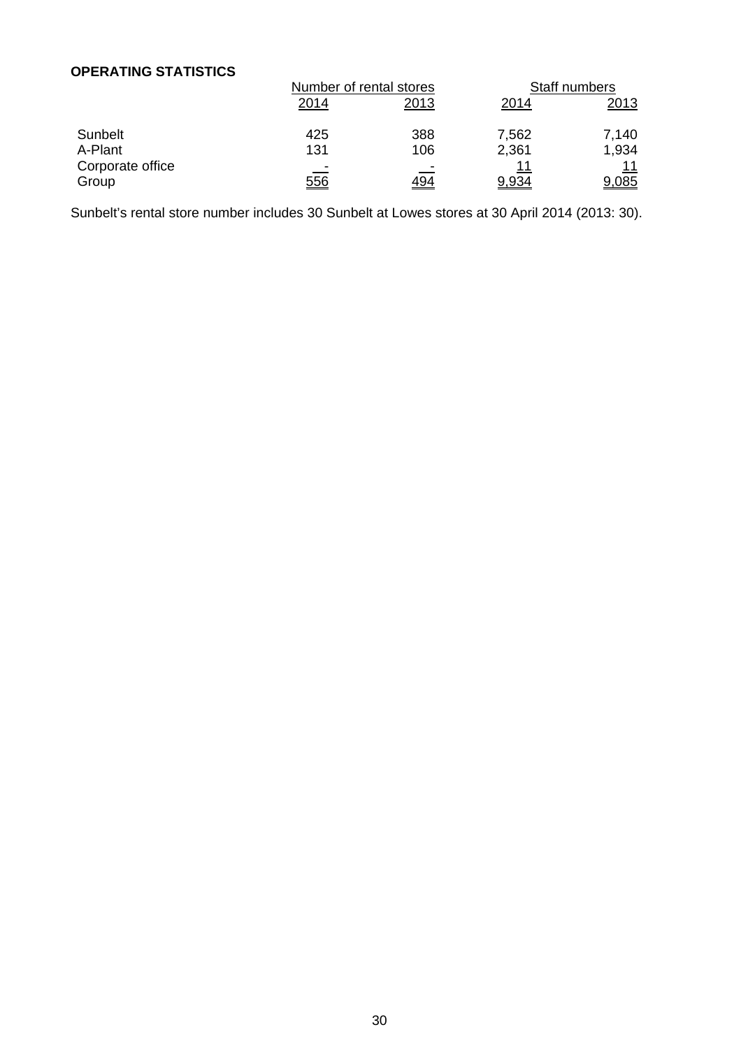**OPERATING STATISTICS**

| | Number of rental stores | | Staff numbers | |
|---|---|---|---|---|
| | 2014 | 2013 | 2014 | 2013 |
| Sunbelt | 425 | 388 | 7,562 | 7,140 |
| A-Plant | 131 | 106 | 2,361 | 1,934 |
| Corporate office | - | - | 11 | 11 |
| Group | 556 | 494 | 9,934 | 9,085 |

Sunbelt's rental store number includes 30 Sunbelt at Lowes stores at 30 April 2014 (2013: 30).